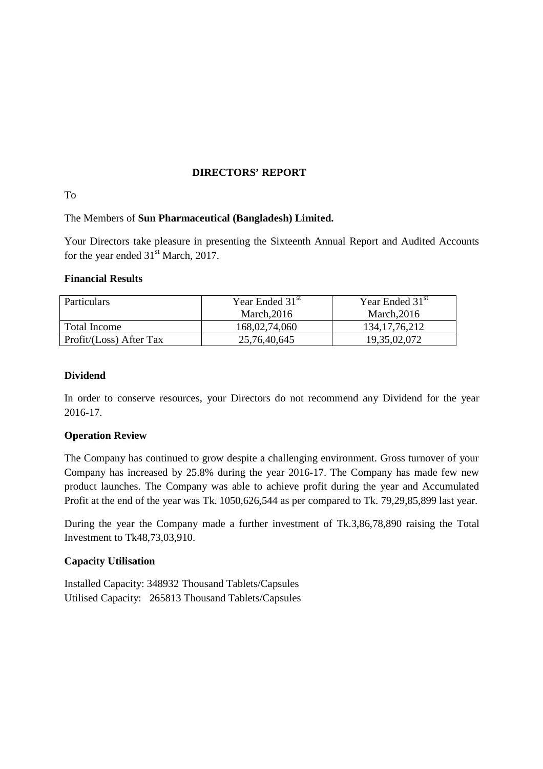# DIRECTORS' REPORT

To

The Members of **Sun Pharmaceutical (Bangladesh) Limited.**

Your Directors take pleasure in presenting the Sixteenth Annual Report and Audited Accounts for the year ended 31st March, 2017.

**Financial Results**

| Particulars | Year Ended 31st March,2016 | Year Ended 31st March,2016 |
|---|---|---|
| Total Income | 168,02,74,060 | 134,17,76,212 |
| Profit/(Loss) After Tax | 25,76,40,645 | 19,35,02,072 |

**Dividend**

In order to conserve resources, your Directors do not recommend any Dividend for the year 2016-17.

**Operation Review**

The Company has continued to grow despite a challenging environment. Gross turnover of your Company has increased by 25.8% during the year 2016-17. The Company has made few new product launches. The Company was able to achieve profit during the year and Accumulated Profit at the end of the year was Tk. 1050,626,544 as per compared to Tk. 79,29,85,899 last year.

During the year the Company made a further investment of Tk.3,86,78,890 raising the Total Investment to Tk48,73,03,910.

**Capacity Utilisation**

Installed Capacity: 348932 Thousand Tablets/Capsules
Utilised Capacity: 265813 Thousand Tablets/Capsules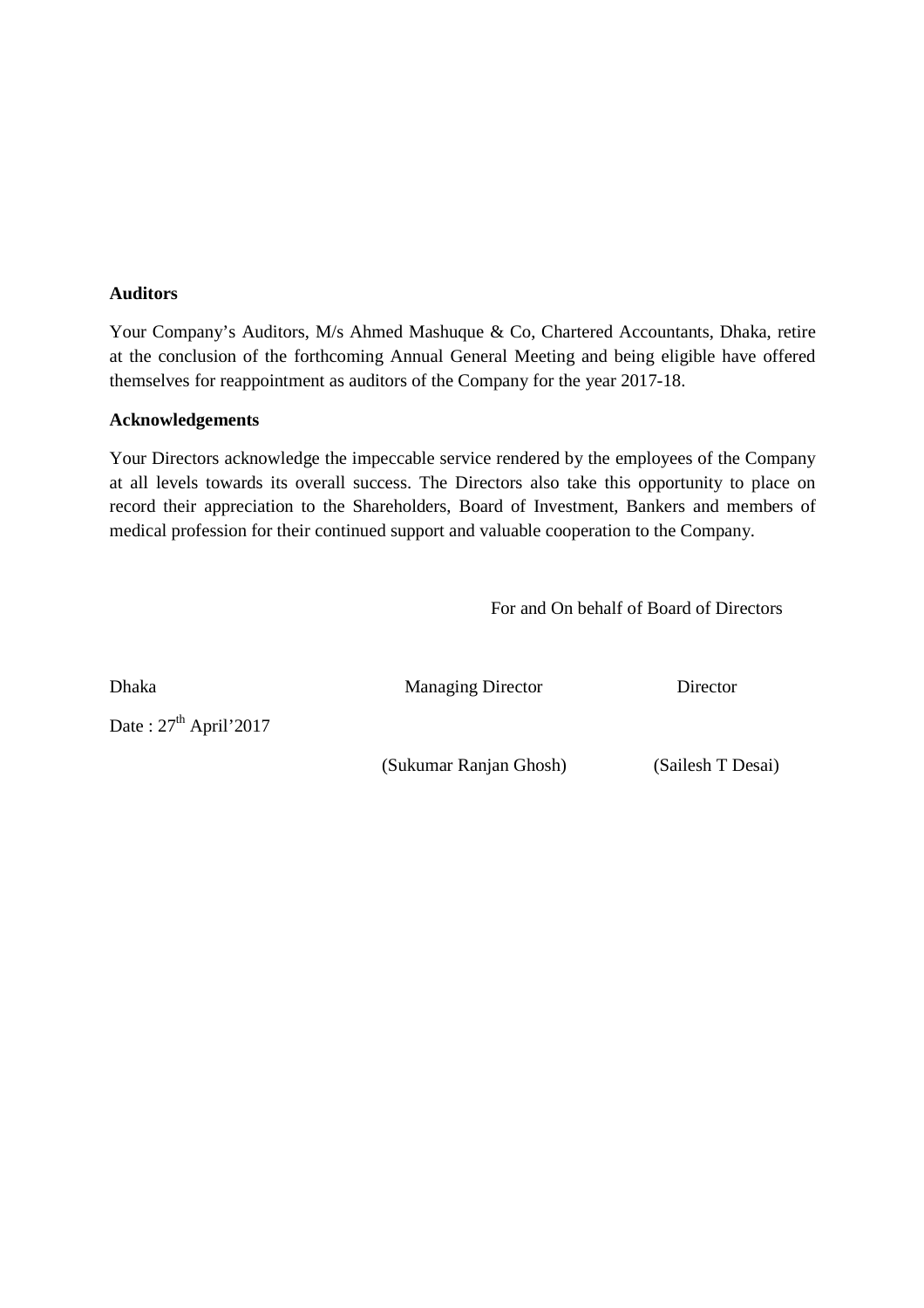**Auditors**

Your Company's Auditors, M/s Ahmed Mashuque & Co, Chartered Accountants, Dhaka, retire at the conclusion of the forthcoming Annual General Meeting and being eligible have offered themselves for reappointment as auditors of the Company for the year 2017-18.

**Acknowledgements**

Your Directors acknowledge the impeccable service rendered by the employees of the Company at all levels towards its overall success. The Directors also take this opportunity to place on record their appreciation to the Shareholders, Board of Investment, Bankers and members of medical profession for their continued support and valuable cooperation to the Company.

For and On behalf of Board of Directors

| Dhaka | Managing Director | Director |
| --- | --- | --- |
| Date : 27th April'2017 | | |
| | (Sukumar Ranjan Ghosh) | (Sailesh T Desai) |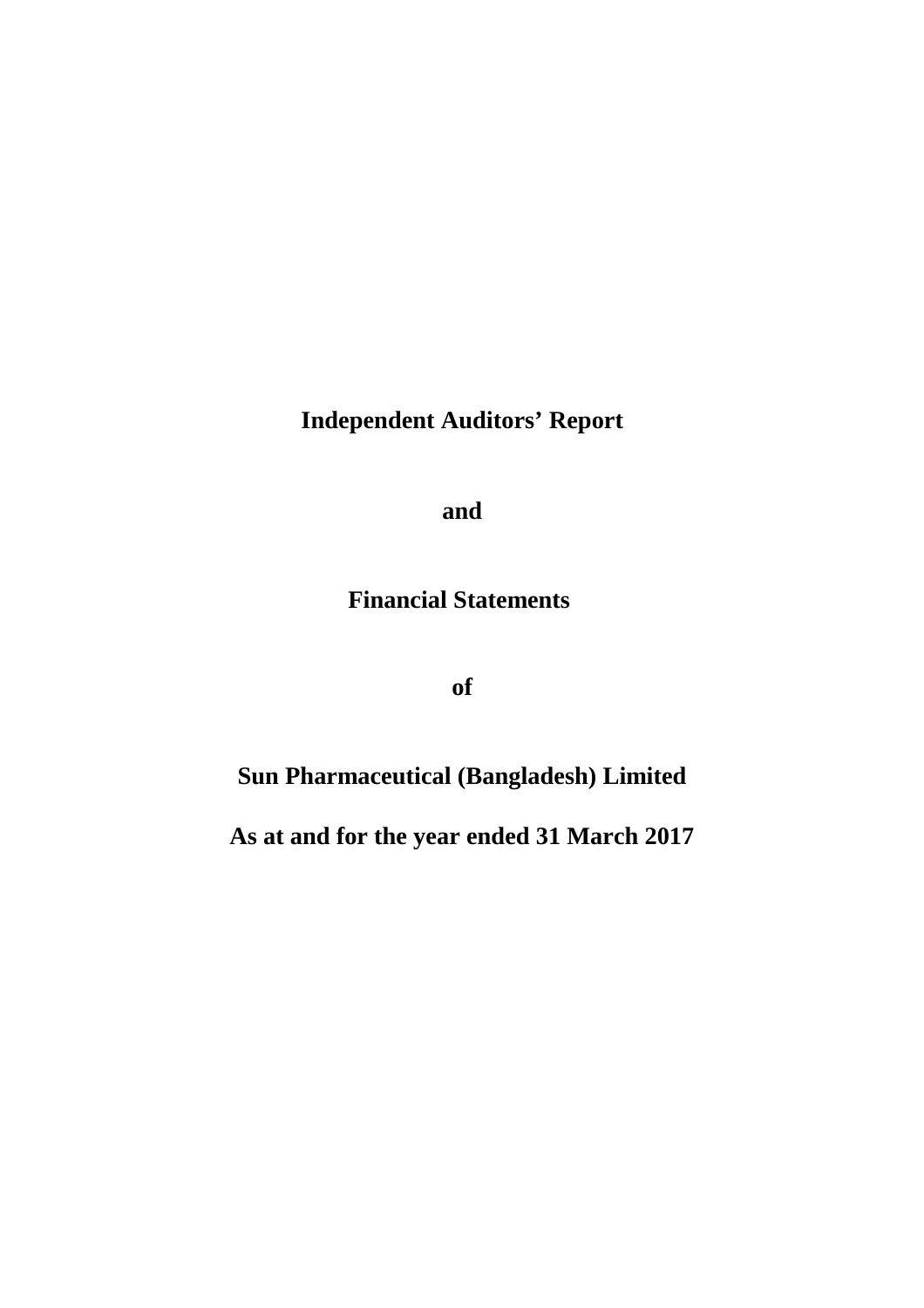**Independent Auditors' Report**

**and**

**Financial Statements**

**of**

**Sun Pharmaceutical (Bangladesh) Limited**

**As at and for the year ended 31 March 2017**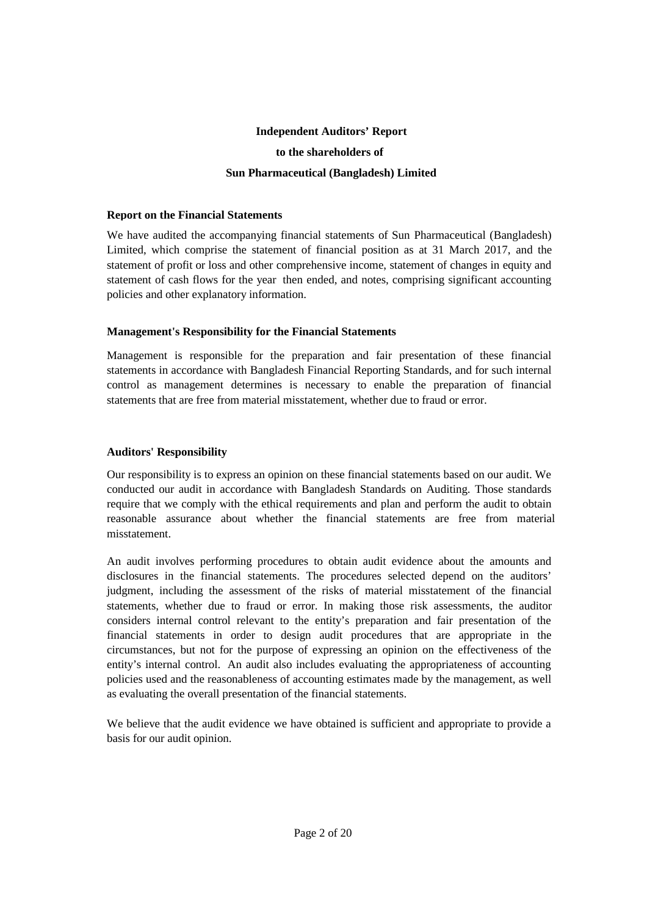# Independent Auditors' Report

## to the shareholders of

## Sun Pharmaceutical (Bangladesh) Limited

### Report on the Financial Statements

We have audited the accompanying financial statements of Sun Pharmaceutical (Bangladesh) Limited, which comprise the statement of financial position as at 31 March 2017, and the statement of profit or loss and other comprehensive income, statement of changes in equity and statement of cash flows for the year then ended, and notes, comprising significant accounting policies and other explanatory information.

### Management's Responsibility for the Financial Statements

Management is responsible for the preparation and fair presentation of these financial statements in accordance with Bangladesh Financial Reporting Standards, and for such internal control as management determines is necessary to enable the preparation of financial statements that are free from material misstatement, whether due to fraud or error.

### Auditors' Responsibility

Our responsibility is to express an opinion on these financial statements based on our audit. We conducted our audit in accordance with Bangladesh Standards on Auditing. Those standards require that we comply with the ethical requirements and plan and perform the audit to obtain reasonable assurance about whether the financial statements are free from material misstatement.

An audit involves performing procedures to obtain audit evidence about the amounts and disclosures in the financial statements. The procedures selected depend on the auditors' judgment, including the assessment of the risks of material misstatement of the financial statements, whether due to fraud or error. In making those risk assessments, the auditor considers internal control relevant to the entity's preparation and fair presentation of the financial statements in order to design audit procedures that are appropriate in the circumstances, but not for the purpose of expressing an opinion on the effectiveness of the entity's internal control. An audit also includes evaluating the appropriateness of accounting policies used and the reasonableness of accounting estimates made by the management, as well as evaluating the overall presentation of the financial statements.

We believe that the audit evidence we have obtained is sufficient and appropriate to provide a basis for our audit opinion.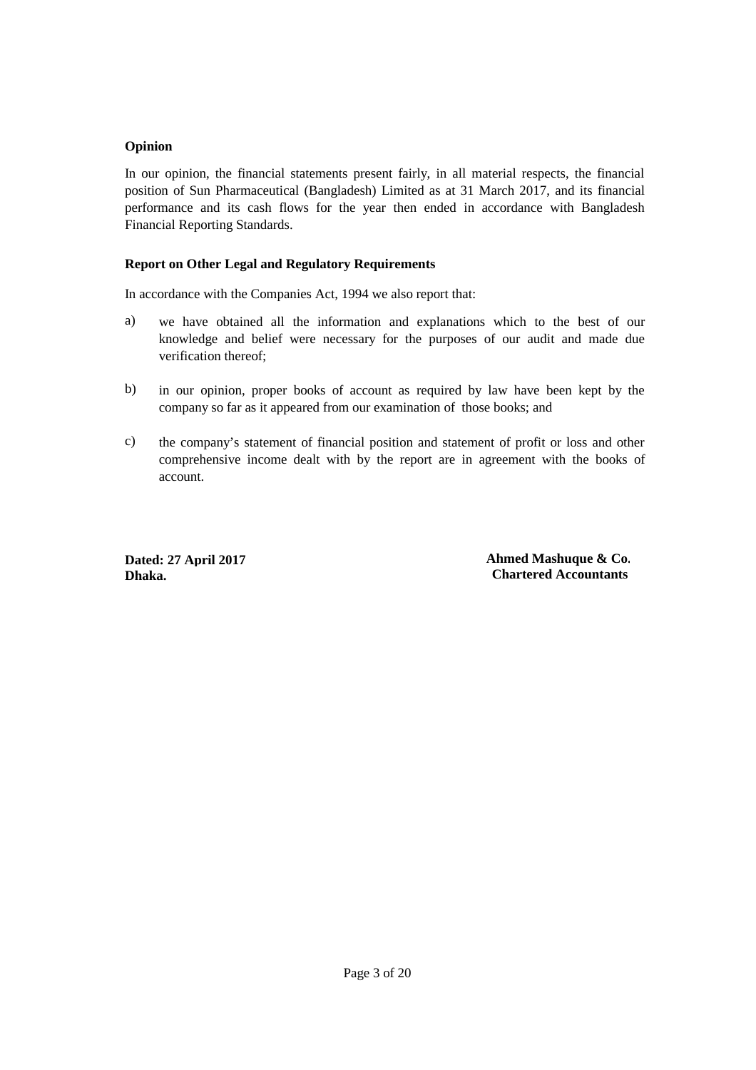**Opinion**

In our opinion, the financial statements present fairly, in all material respects, the financial position of Sun Pharmaceutical (Bangladesh) Limited as at 31 March 2017, and its financial performance and its cash flows for the year then ended in accordance with Bangladesh Financial Reporting Standards.

**Report on Other Legal and Regulatory Requirements**

In accordance with the Companies Act, 1994 we also report that:

a) we have obtained all the information and explanations which to the best of our knowledge and belief were necessary for the purposes of our audit and made due verification thereof;

b) in our opinion, proper books of account as required by law have been kept by the company so far as it appeared from our examination of those books; and

c) the company's statement of financial position and statement of profit or loss and other comprehensive income dealt with by the report are in agreement with the books of account.

**Dated: 27 April 2017**
**Dhaka.**

**Ahmed Mashuque & Co.**
**Chartered Accountants**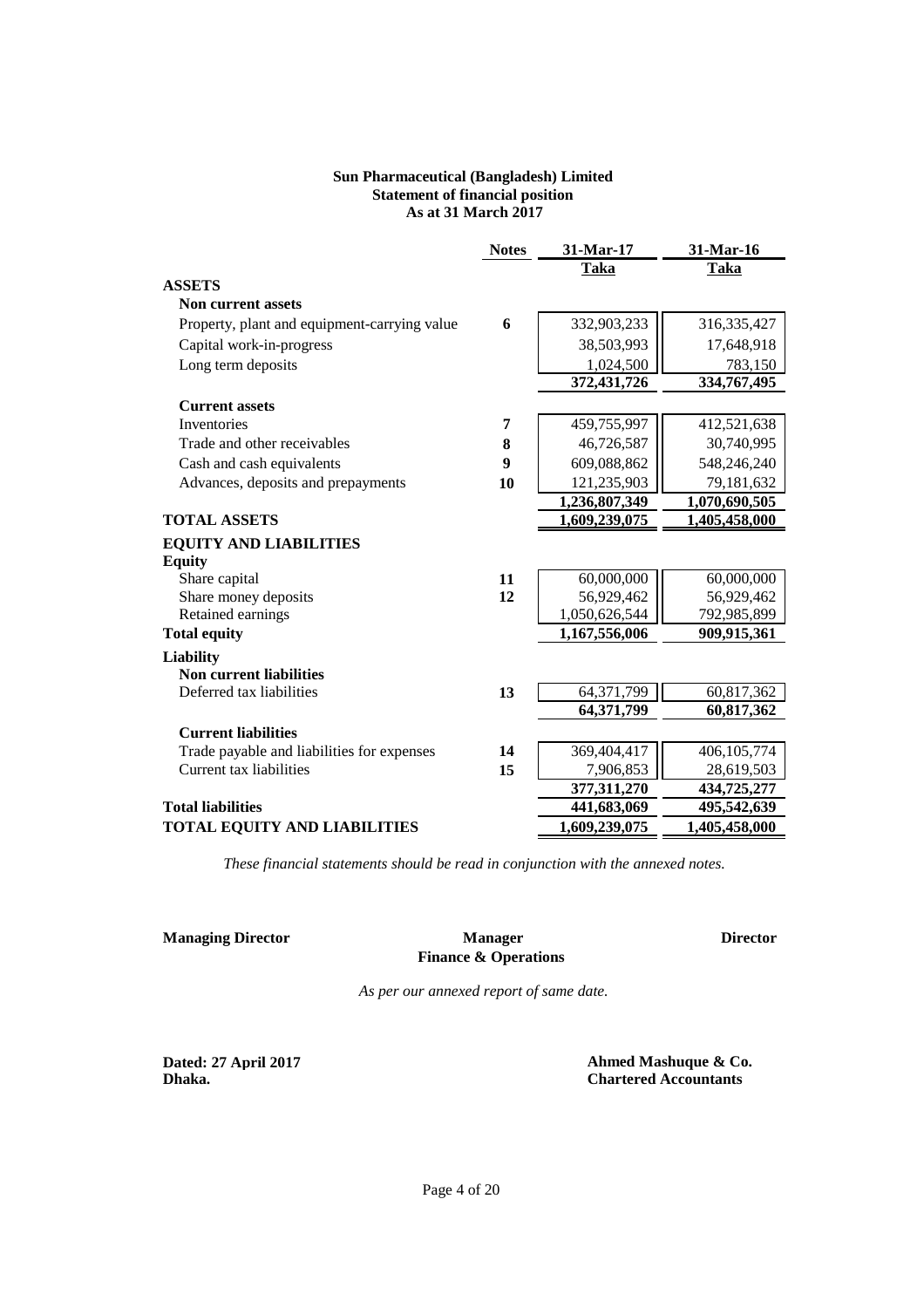**Sun Pharmaceutical (Bangladesh) Limited**
**Statement of financial position**
**As at 31 March 2017**

| | Notes | 31-Mar-17 | 31-Mar-16 |
|---|---|---|---|
| | | **Taka** | **Taka** |
| **ASSETS** | | | |
| **Non current assets** | | | |
| Property, plant and equipment-carrying value | 6 | 332,903,233 | 316,335,427 |
| Capital work-in-progress | | 38,503,993 | 17,648,918 |
| Long term deposits | | 1,024,500 | 783,150 |
| | | **372,431,726** | **334,767,495** |
| **Current assets** | | | |
| Inventories | 7 | 459,755,997 | 412,521,638 |
| Trade and other receivables | 8 | 46,726,587 | 30,740,995 |
| Cash and cash equivalents | 9 | 609,088,862 | 548,246,240 |
| Advances, deposits and prepayments | 10 | 121,235,903 | 79,181,632 |
| | | **1,236,807,349** | **1,070,690,505** |
| **TOTAL ASSETS** | | **1,609,239,075** | **1,405,458,000** |
| **EQUITY AND LIABILITIES** | | | |
| **Equity** | | | |
| Share capital | 11 | 60,000,000 | 60,000,000 |
| Share money deposits | 12 | 56,929,462 | 56,929,462 |
| Retained earnings | | 1,050,626,544 | 792,985,899 |
| **Total equity** | | **1,167,556,006** | **909,915,361** |
| **Liability** | | | |
| **Non current liabilities** | | | |
| Deferred tax liabilities | 13 | 64,371,799 | 60,817,362 |
| | | **64,371,799** | **60,817,362** |
| **Current liabilities** | | | |
| Trade payable and liabilities for expenses | 14 | 369,404,417 | 406,105,774 |
| Current tax liabilities | 15 | 7,906,853 | 28,619,503 |
| | | **377,311,270** | **434,725,277** |
| **Total liabilities** | | **441,683,069** | **495,542,639** |
| **TOTAL EQUITY AND LIABILITIES** | | **1,609,239,075** | **1,405,458,000** |

*These financial statements should be read in conjunction with the annexed notes.*

**Managing Director** | **Manager Finance & Operations** | **Director**

*As per our annexed report of same date.*

**Dated: 27 April 2017**
**Dhaka.**

**Ahmed Mashuque & Co.**
**Chartered Accountants**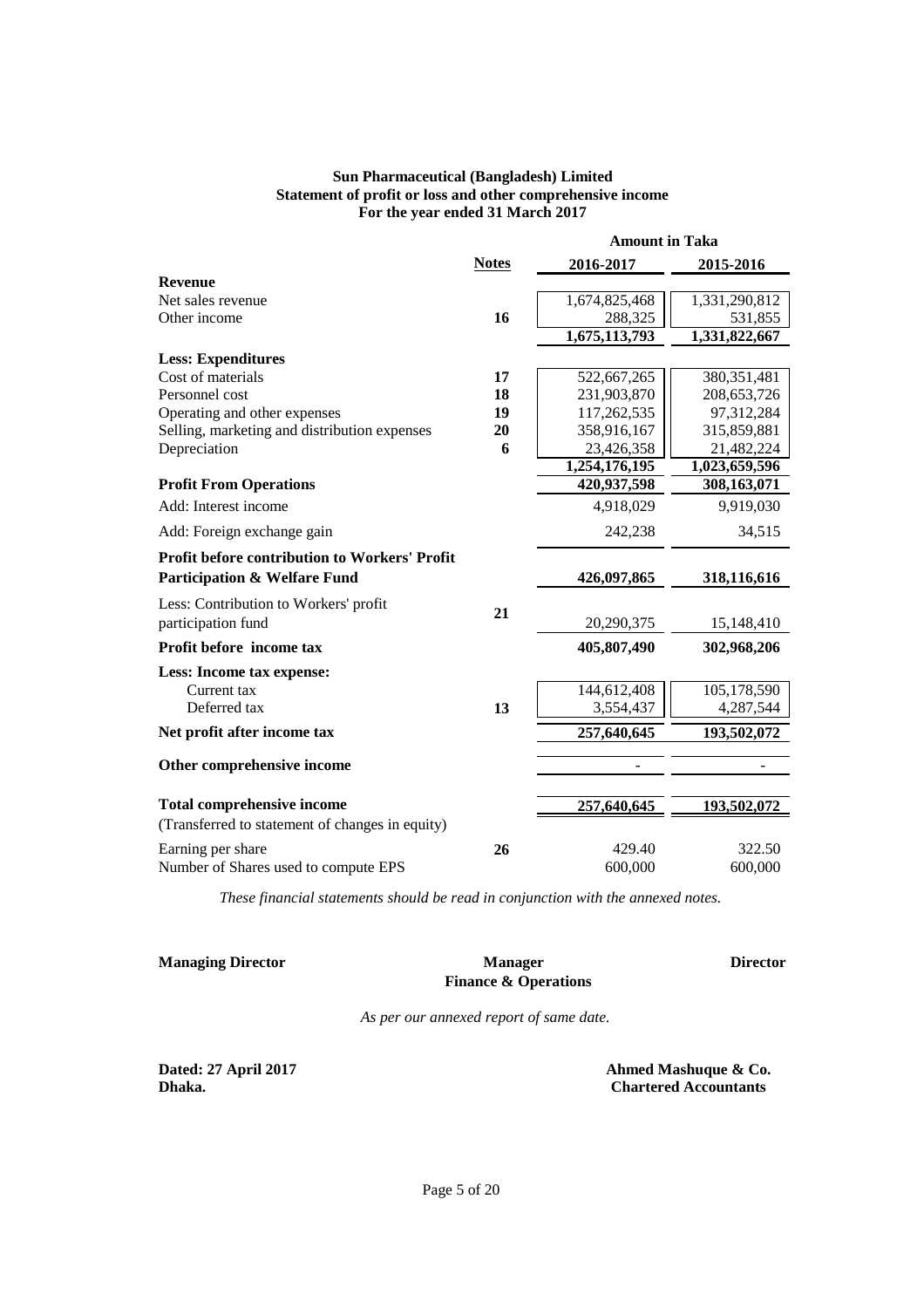**Sun Pharmaceutical (Bangladesh) Limited**
**Statement of profit or loss and other comprehensive income**
**For the year ended 31 March 2017**

| | Notes | Amount in Taka | |
|---|---|---|---|
| | | **2016-2017** | **2015-2016** |
| **Revenue** | | | |
| Net sales revenue | | 1,674,825,468 | 1,331,290,812 |
| Other income | 16 | 288,325 | 531,855 |
| | | **1,675,113,793** | **1,331,822,667** |
| **Less: Expenditures** | | | |
| Cost of materials | 17 | 522,667,265 | 380,351,481 |
| Personnel cost | 18 | 231,903,870 | 208,653,726 |
| Operating and other expenses | 19 | 117,262,535 | 97,312,284 |
| Selling, marketing and distribution expenses | 20 | 358,916,167 | 315,859,881 |
| Depreciation | 6 | 23,426,358 | 21,482,224 |
| | | **1,254,176,195** | **1,023,659,596** |
| **Profit From Operations** | | **420,937,598** | **308,163,071** |
| Add: Interest income | | 4,918,029 | 9,919,030 |
| Add: Foreign exchange gain | | 242,238 | 34,515 |
| **Profit before contribution to Workers' Profit Participation & Welfare Fund** | | **426,097,865** | **318,116,616** |
| Less: Contribution to Workers' profit participation fund | 21 | 20,290,375 | 15,148,410 |
| **Profit before income tax** | | **405,807,490** | **302,968,206** |
| **Less: Income tax expense:** | | | |
| Current tax | | 144,612,408 | 105,178,590 |
| Deferred tax | 13 | 3,554,437 | 4,287,544 |
| **Net profit after income tax** | | **257,640,645** | **193,502,072** |
| **Other comprehensive income** | | - | - |
| **Total comprehensive income** | | **257,640,645** | **193,502,072** |
| (Transferred to statement of changes in equity) | | | |
| Earning per share | 26 | 429.40 | 322.50 |
| Number of Shares used to compute EPS | | 600,000 | 600,000 |

*These financial statements should be read in conjunction with the annexed notes.*

**Managing Director** | **Manager Finance & Operations** | **Director**

*As per our annexed report of same date.*

**Dated: 27 April 2017**
**Dhaka.**

**Ahmed Mashuque & Co.**
**Chartered Accountants**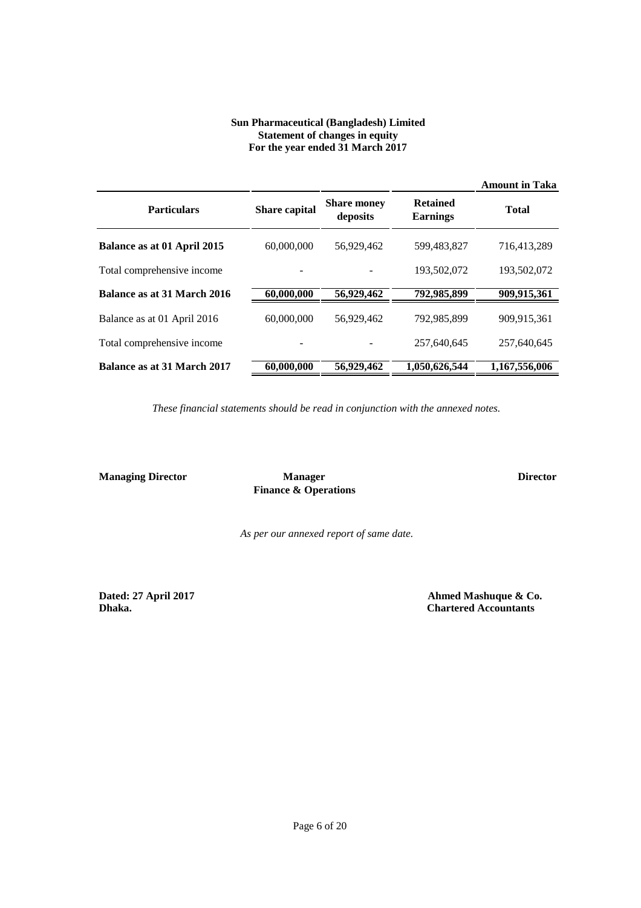**Sun Pharmaceutical (Bangladesh) Limited**
**Statement of changes in equity**
**For the year ended 31 March 2017**

**Amount in Taka**

| Particulars | Share capital | Share money deposits | Retained Earnings | Total |
|---|---|---|---|---|
| **Balance as at 01 April 2015** | 60,000,000 | 56,929,462 | 599,483,827 | 716,413,289 |
| Total comprehensive income | - | - | 193,502,072 | 193,502,072 |
| **Balance as at 31 March 2016** | **60,000,000** | **56,929,462** | **792,985,899** | **909,915,361** |
| Balance as at 01 April 2016 | 60,000,000 | 56,929,462 | 792,985,899 | 909,915,361 |
| Total comprehensive income | - | - | 257,640,645 | 257,640,645 |
| **Balance as at 31 March 2017** | **60,000,000** | **56,929,462** | **1,050,626,544** | **1,167,556,006** |

*These financial statements should be read in conjunction with the annexed notes.*

**Managing Director** **Manager Finance & Operations** **Director**

*As per our annexed report of same date.*

**Dated: 27 April 2017**
**Dhaka.**

**Ahmed Mashuque & Co.**
**Chartered Accountants**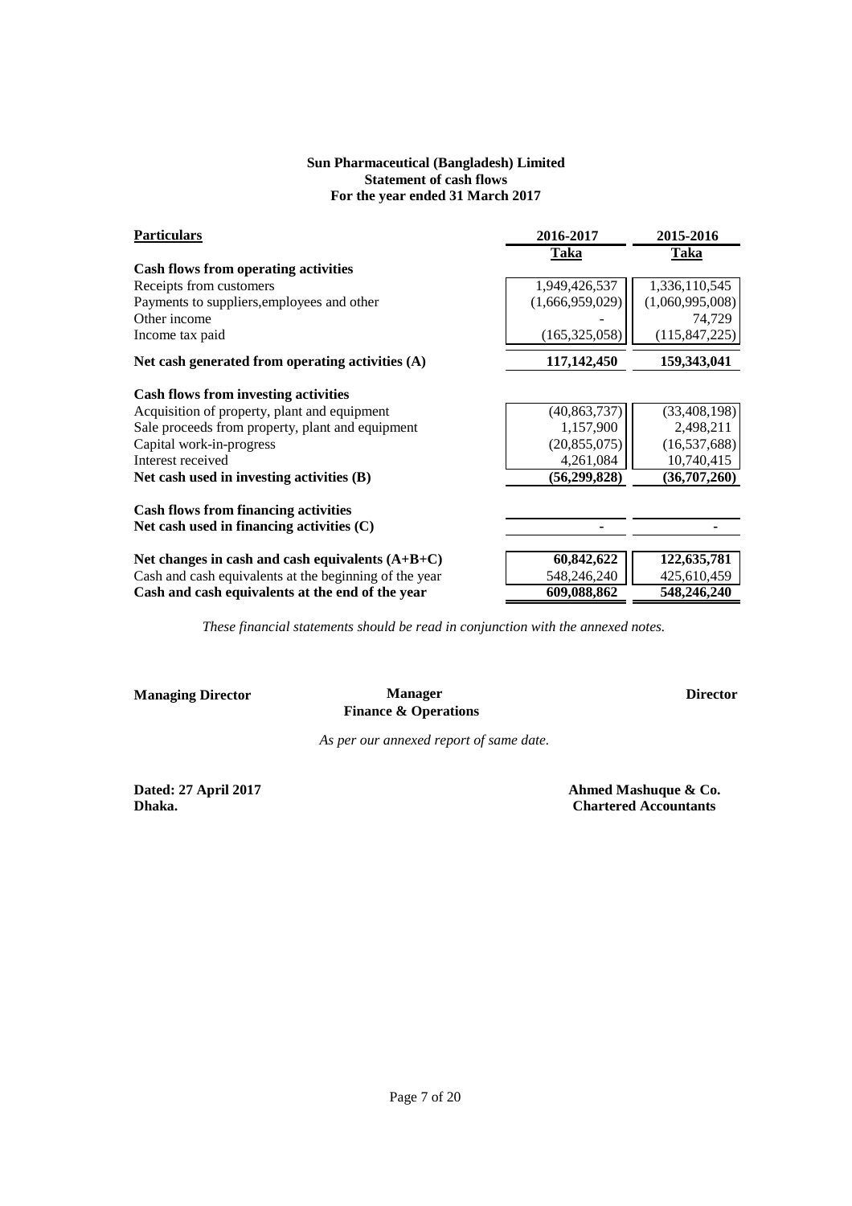**Sun Pharmaceutical (Bangladesh) Limited**
**Statement of cash flows**
**For the year ended 31 March 2017**

| Particulars | 2016-2017 | 2015-2016 |
|---|---|---|
| | **Taka** | **Taka** |
| **Cash flows from operating activities** | | |
| Receipts from customers | 1,949,426,537 | 1,336,110,545 |
| Payments to suppliers,employees and other | (1,666,959,029) | (1,060,995,008) |
| Other income | - | 74,729 |
| Income tax paid | (165,325,058) | (115,847,225) |
| **Net cash generated from operating activities (A)** | **117,142,450** | **159,343,041** |
| **Cash flows from investing activities** | | |
| Acquisition of property, plant and equipment | (40,863,737) | (33,408,198) |
| Sale proceeds from property, plant and equipment | 1,157,900 | 2,498,211 |
| Capital work-in-progress | (20,855,075) | (16,537,688) |
| Interest received | 4,261,084 | 10,740,415 |
| **Net cash used in investing activities (B)** | **(56,299,828)** | **(36,707,260)** |
| **Cash flows from financing activities** | | |
| **Net cash used in financing activities (C)** | **-** | **-** |
| **Net changes in cash and cash equivalents (A+B+C)** | **60,842,622** | **122,635,781** |
| Cash and cash equivalents at the beginning of the year | 548,246,240 | 425,610,459 |
| **Cash and cash equivalents at the end of the year** | **609,088,862** | **548,246,240** |

*These financial statements should be read in conjunction with the annexed notes.*

**Managing Director** | **Manager Finance & Operations** | **Director**

*As per our annexed report of same date.*

**Dated: 27 April 2017**
**Dhaka.**

**Ahmed Mashuque & Co.**
**Chartered Accountants**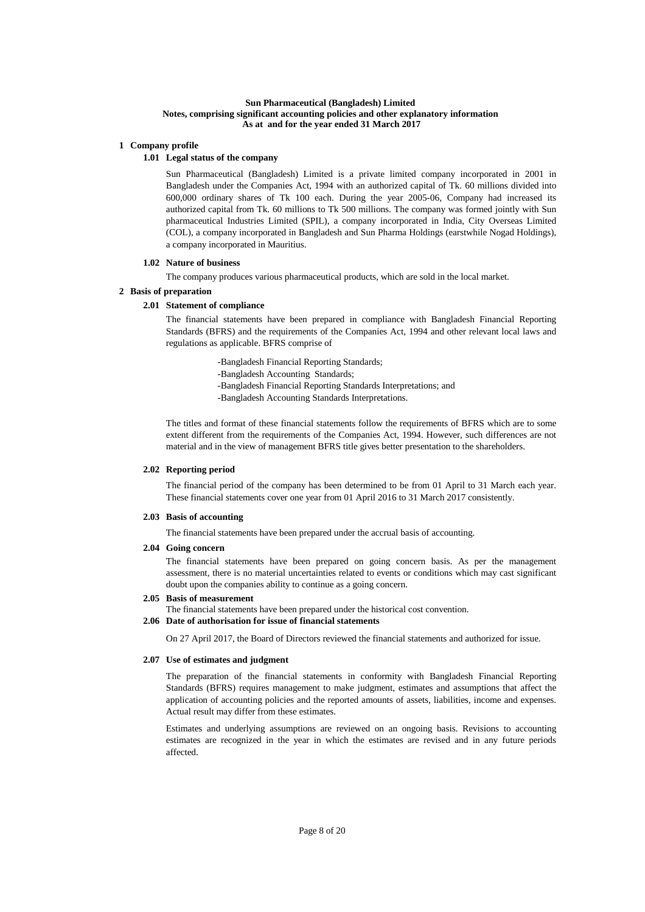**Sun Pharmaceutical (Bangladesh) Limited**
**Notes, comprising significant accounting policies and other explanatory information**
**As at and for the year ended 31 March 2017**

## 1 Company profile

### 1.01 Legal status of the company

Sun Pharmaceutical (Bangladesh) Limited is a private limited company incorporated in 2001 in Bangladesh under the Companies Act, 1994 with an authorized capital of Tk. 60 millions divided into 600,000 ordinary shares of Tk 100 each. During the year 2005-06, Company had increased its authorized capital from Tk. 60 millions to Tk 500 millions. The company was formed jointly with Sun pharmaceutical Industries Limited (SPIL), a company incorporated in India, City Overseas Limited (COL), a company incorporated in Bangladesh and Sun Pharma Holdings (earstwhile Nogad Holdings), a company incorporated in Mauritius.

### 1.02 Nature of business

The company produces various pharmaceutical products, which are sold in the local market.

## 2 Basis of preparation

### 2.01 Statement of compliance

The financial statements have been prepared in compliance with Bangladesh Financial Reporting Standards (BFRS) and the requirements of the Companies Act, 1994 and other relevant local laws and regulations as applicable. BFRS comprise of

-Bangladesh Financial Reporting Standards;
-Bangladesh Accounting Standards;
-Bangladesh Financial Reporting Standards Interpretations; and
-Bangladesh Accounting Standards Interpretations.

The titles and format of these financial statements follow the requirements of BFRS which are to some extent different from the requirements of the Companies Act, 1994. However, such differences are not material and in the view of management BFRS title gives better presentation to the shareholders.

### 2.02 Reporting period

The financial period of the company has been determined to be from 01 April to 31 March each year. These financial statements cover one year from 01 April 2016 to 31 March 2017 consistently.

### 2.03 Basis of accounting

The financial statements have been prepared under the accrual basis of accounting.

### 2.04 Going concern

The financial statements have been prepared on going concern basis. As per the management assessment, there is no material uncertainties related to events or conditions which may cast significant doubt upon the companies ability to continue as a going concern.

### 2.05 Basis of measurement

The financial statements have been prepared under the historical cost convention.

### 2.06 Date of authorisation for issue of financial statements

On 27 April 2017, the Board of Directors reviewed the financial statements and authorized for issue.

### 2.07 Use of estimates and judgment

The preparation of the financial statements in conformity with Bangladesh Financial Reporting Standards (BFRS) requires management to make judgment, estimates and assumptions that affect the application of accounting policies and the reported amounts of assets, liabilities, income and expenses. Actual result may differ from these estimates.

Estimates and underlying assumptions are reviewed on an ongoing basis. Revisions to accounting estimates are recognized in the year in which the estimates are revised and in any future periods affected.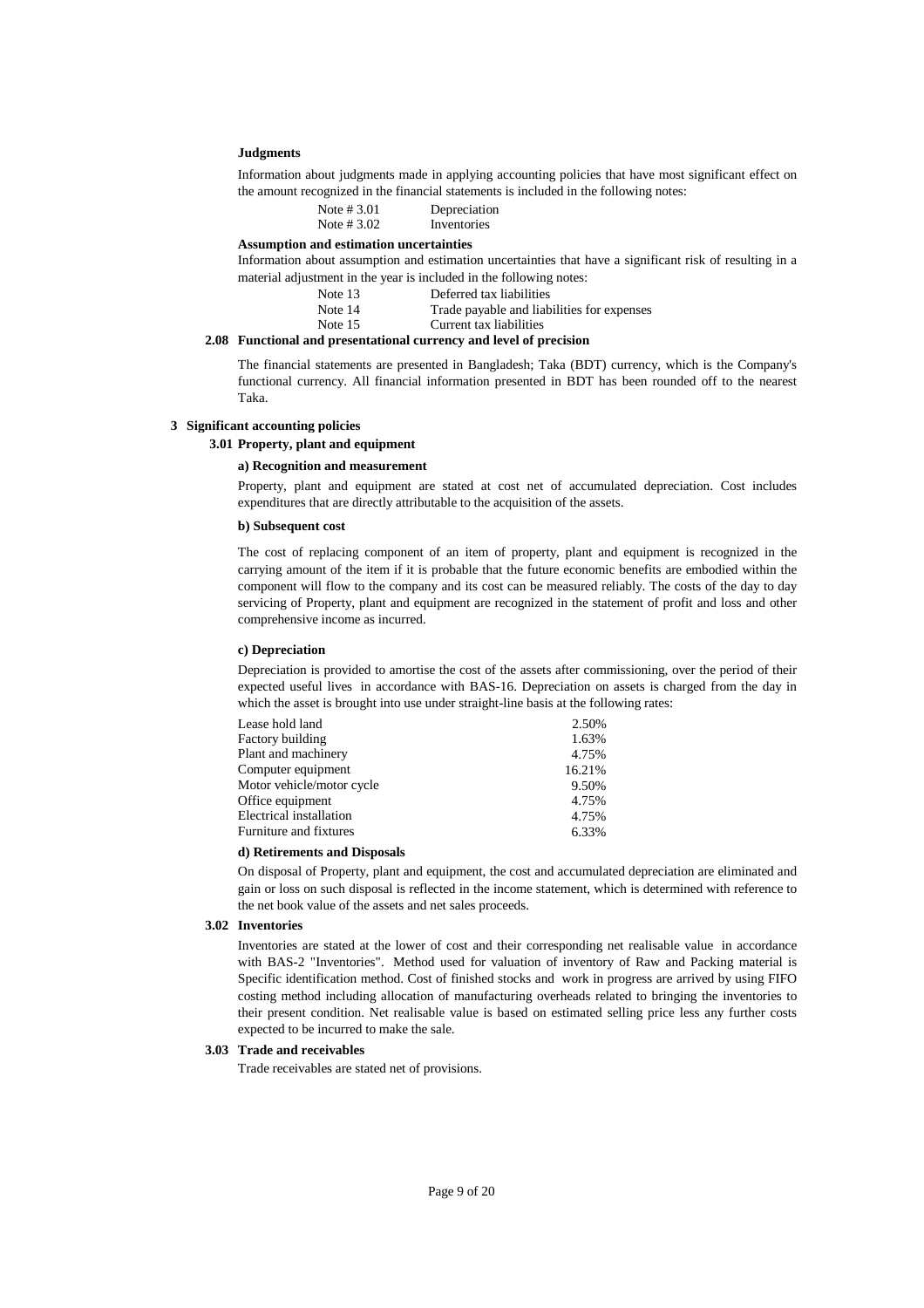**Judgments**

Information about judgments made in applying accounting policies that have most significant effect on the amount recognized in the financial statements is included in the following notes:

| | |
|---|---|
| Note # 3.01 | Depreciation |
| Note # 3.02 | Inventories |

**Assumption and estimation uncertainties**

Information about assumption and estimation uncertainties that have a significant risk of resulting in a material adjustment in the year is included in the following notes:

| | |
|---|---|
| Note 13 | Deferred tax liabilities |
| Note 14 | Trade payable and liabilities for expenses |
| Note 15 | Current tax liabilities |

### 2.08 Functional and presentational currency and level of precision

The financial statements are presented in Bangladesh; Taka (BDT) currency, which is the Company's functional currency. All financial information presented in BDT has been rounded off to the nearest Taka.

## 3 Significant accounting policies

### 3.01 Property, plant and equipment

**a) Recognition and measurement**

Property, plant and equipment are stated at cost net of accumulated depreciation. Cost includes expenditures that are directly attributable to the acquisition of the assets.

**b) Subsequent cost**

The cost of replacing component of an item of property, plant and equipment is recognized in the carrying amount of the item if it is probable that the future economic benefits are embodied within the component will flow to the company and its cost can be measured reliably. The costs of the day to day servicing of Property, plant and equipment are recognized in the statement of profit and loss and other comprehensive income as incurred.

**c) Depreciation**

Depreciation is provided to amortise the cost of the assets after commissioning, over the period of their expected useful lives in accordance with BAS-16. Depreciation on assets is charged from the day in which the asset is brought into use under straight-line basis at the following rates:

| | |
|---|---|
| Lease hold land | 2.50% |
| Factory building | 1.63% |
| Plant and machinery | 4.75% |
| Computer equipment | 16.21% |
| Motor vehicle/motor cycle | 9.50% |
| Office equipment | 4.75% |
| Electrical installation | 4.75% |
| Furniture and fixtures | 6.33% |

**d) Retirements and Disposals**

On disposal of Property, plant and equipment, the cost and accumulated depreciation are eliminated and gain or loss on such disposal is reflected in the income statement, which is determined with reference to the net book value of the assets and net sales proceeds.

### 3.02 Inventories

Inventories are stated at the lower of cost and their corresponding net realisable value in accordance with BAS-2 "Inventories". Method used for valuation of inventory of Raw and Packing material is Specific identification method. Cost of finished stocks and work in progress are arrived by using FIFO costing method including allocation of manufacturing overheads related to bringing the inventories to their present condition. Net realisable value is based on estimated selling price less any further costs expected to be incurred to make the sale.

### 3.03 Trade and receivables

Trade receivables are stated net of provisions.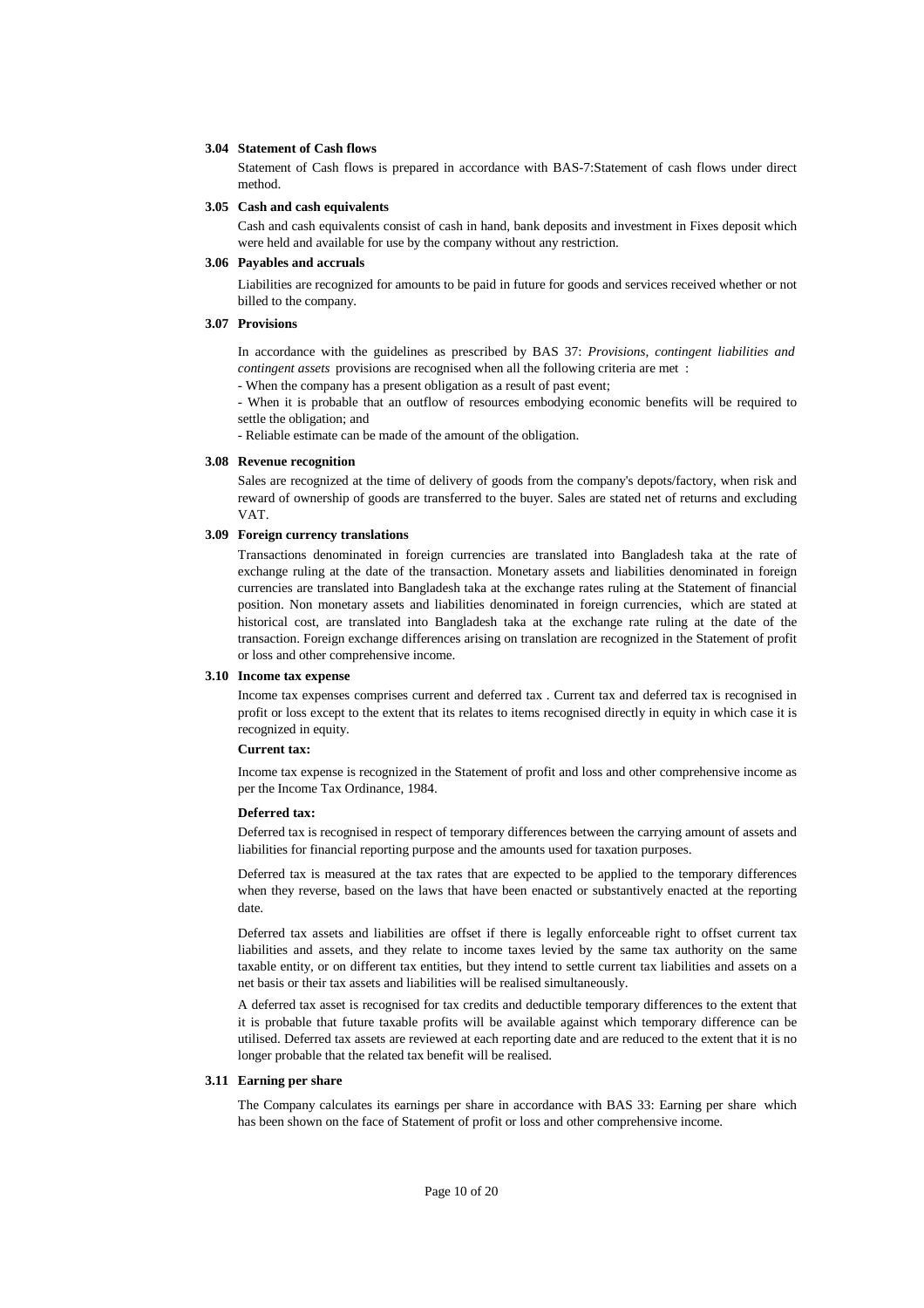### 3.04 Statement of Cash flows

Statement of Cash flows is prepared in accordance with BAS-7:Statement of cash flows under direct method.

### 3.05 Cash and cash equivalents

Cash and cash equivalents consist of cash in hand, bank deposits and investment in Fixes deposit which were held and available for use by the company without any restriction.

### 3.06 Payables and accruals

Liabilities are recognized for amounts to be paid in future for goods and services received whether or not billed to the company.

### 3.07 Provisions

In accordance with the guidelines as prescribed by BAS 37: *Provisions, contingent liabilities and contingent assets* provisions are recognised when all the following criteria are met :

- When the company has a present obligation as a result of past event;
- When it is probable that an outflow of resources embodying economic benefits will be required to settle the obligation; and
- Reliable estimate can be made of the amount of the obligation.

### 3.08 Revenue recognition

Sales are recognized at the time of delivery of goods from the company's depots/factory, when risk and reward of ownership of goods are transferred to the buyer. Sales are stated net of returns and excluding VAT.

### 3.09 Foreign currency translations

Transactions denominated in foreign currencies are translated into Bangladesh taka at the rate of exchange ruling at the date of the transaction. Monetary assets and liabilities denominated in foreign currencies are translated into Bangladesh taka at the exchange rates ruling at the Statement of financial position. Non monetary assets and liabilities denominated in foreign currencies, which are stated at historical cost, are translated into Bangladesh taka at the exchange rate ruling at the date of the transaction. Foreign exchange differences arising on translation are recognized in the Statement of profit or loss and other comprehensive income.

### 3.10 Income tax expense

Income tax expenses comprises current and deferred tax . Current tax and deferred tax is recognised in profit or loss except to the extent that its relates to items recognised directly in equity in which case it is recognized in equity.

**Current tax:**

Income tax expense is recognized in the Statement of profit and loss and other comprehensive income as per the Income Tax Ordinance, 1984.

**Deferred tax:**

Deferred tax is recognised in respect of temporary differences between the carrying amount of assets and liabilities for financial reporting purpose and the amounts used for taxation purposes.

Deferred tax is measured at the tax rates that are expected to be applied to the temporary differences when they reverse, based on the laws that have been enacted or substantively enacted at the reporting date.

Deferred tax assets and liabilities are offset if there is legally enforceable right to offset current tax liabilities and assets, and they relate to income taxes levied by the same tax authority on the same taxable entity, or on different tax entities, but they intend to settle current tax liabilities and assets on a net basis or their tax assets and liabilities will be realised simultaneously.

A deferred tax asset is recognised for tax credits and deductible temporary differences to the extent that it is probable that future taxable profits will be available against which temporary difference can be utilised. Deferred tax assets are reviewed at each reporting date and are reduced to the extent that it is no longer probable that the related tax benefit will be realised.

### 3.11 Earning per share

The Company calculates its earnings per share in accordance with BAS 33: Earning per share which has been shown on the face of Statement of profit or loss and other comprehensive income.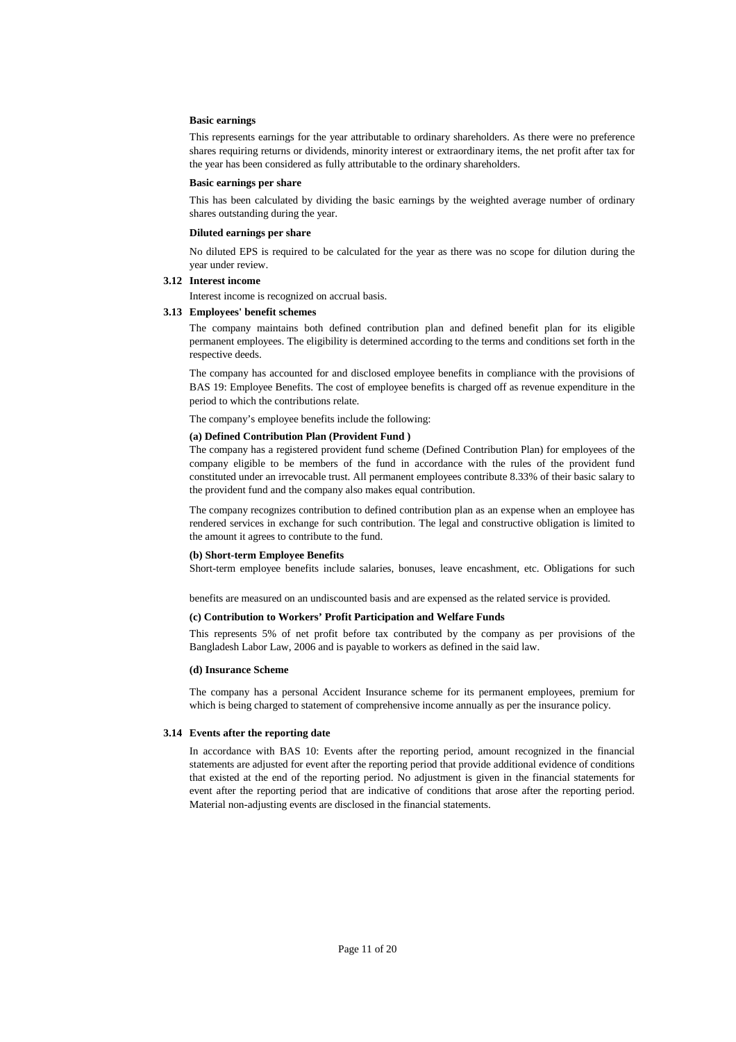**Basic earnings**

This represents earnings for the year attributable to ordinary shareholders. As there were no preference shares requiring returns or dividends, minority interest or extraordinary items, the net profit after tax for the year has been considered as fully attributable to the ordinary shareholders.

**Basic earnings per share**

This has been calculated by dividing the basic earnings by the weighted average number of ordinary shares outstanding during the year.

**Diluted earnings per share**

No diluted EPS is required to be calculated for the year as there was no scope for dilution during the year under review.

### 3.12 Interest income

Interest income is recognized on accrual basis.

### 3.13 Employees' benefit schemes

The company maintains both defined contribution plan and defined benefit plan for its eligible permanent employees. The eligibility is determined according to the terms and conditions set forth in the respective deeds.

The company has accounted for and disclosed employee benefits in compliance with the provisions of BAS 19: Employee Benefits. The cost of employee benefits is charged off as revenue expenditure in the period to which the contributions relate.

The company's employee benefits include the following:

**(a) Defined Contribution Plan (Provident Fund )**

The company has a registered provident fund scheme (Defined Contribution Plan) for employees of the company eligible to be members of the fund in accordance with the rules of the provident fund constituted under an irrevocable trust. All permanent employees contribute 8.33% of their basic salary to the provident fund and the company also makes equal contribution.

The company recognizes contribution to defined contribution plan as an expense when an employee has rendered services in exchange for such contribution. The legal and constructive obligation is limited to the amount it agrees to contribute to the fund.

**(b) Short-term Employee Benefits**

Short-term employee benefits include salaries, bonuses, leave encashment, etc. Obligations for such benefits are measured on an undiscounted basis and are expensed as the related service is provided.

**(c) Contribution to Workers' Profit Participation and Welfare Funds**

This represents 5% of net profit before tax contributed by the company as per provisions of the Bangladesh Labor Law, 2006 and is payable to workers as defined in the said law.

**(d) Insurance Scheme**

The company has a personal Accident Insurance scheme for its permanent employees, premium for which is being charged to statement of comprehensive income annually as per the insurance policy.

### 3.14 Events after the reporting date

In accordance with BAS 10: Events after the reporting period, amount recognized in the financial statements are adjusted for event after the reporting period that provide additional evidence of conditions that existed at the end of the reporting period. No adjustment is given in the financial statements for event after the reporting period that are indicative of conditions that arose after the reporting period. Material non-adjusting events are disclosed in the financial statements.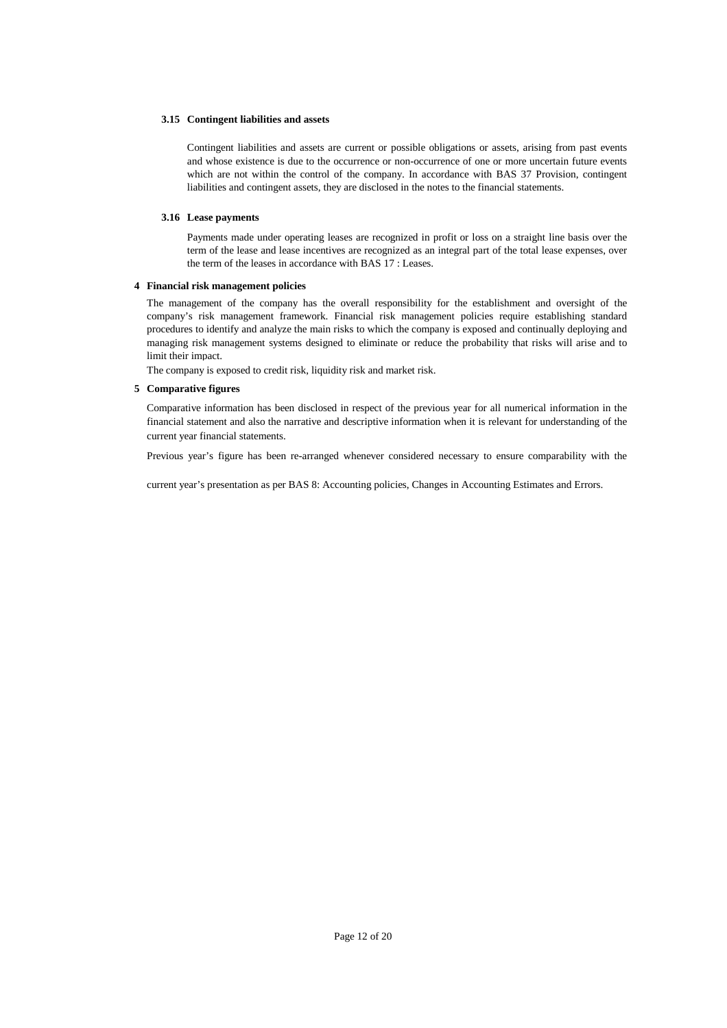### 3.15 Contingent liabilities and assets

Contingent liabilities and assets are current or possible obligations or assets, arising from past events and whose existence is due to the occurrence or non-occurrence of one or more uncertain future events which are not within the control of the company. In accordance with BAS 37 Provision, contingent liabilities and contingent assets, they are disclosed in the notes to the financial statements.

### 3.16 Lease payments

Payments made under operating leases are recognized in profit or loss on a straight line basis over the term of the lease and lease incentives are recognized as an integral part of the total lease expenses, over the term of the leases in accordance with BAS 17 : Leases.

## 4 Financial risk management policies

The management of the company has the overall responsibility for the establishment and oversight of the company's risk management framework. Financial risk management policies require establishing standard procedures to identify and analyze the main risks to which the company is exposed and continually deploying and managing risk management systems designed to eliminate or reduce the probability that risks will arise and to limit their impact.

The company is exposed to credit risk, liquidity risk and market risk.

## 5 Comparative figures

Comparative information has been disclosed in respect of the previous year for all numerical information in the financial statement and also the narrative and descriptive information when it is relevant for understanding of the current year financial statements.

Previous year's figure has been re-arranged whenever considered necessary to ensure comparability with the current year's presentation as per BAS 8: Accounting policies, Changes in Accounting Estimates and Errors.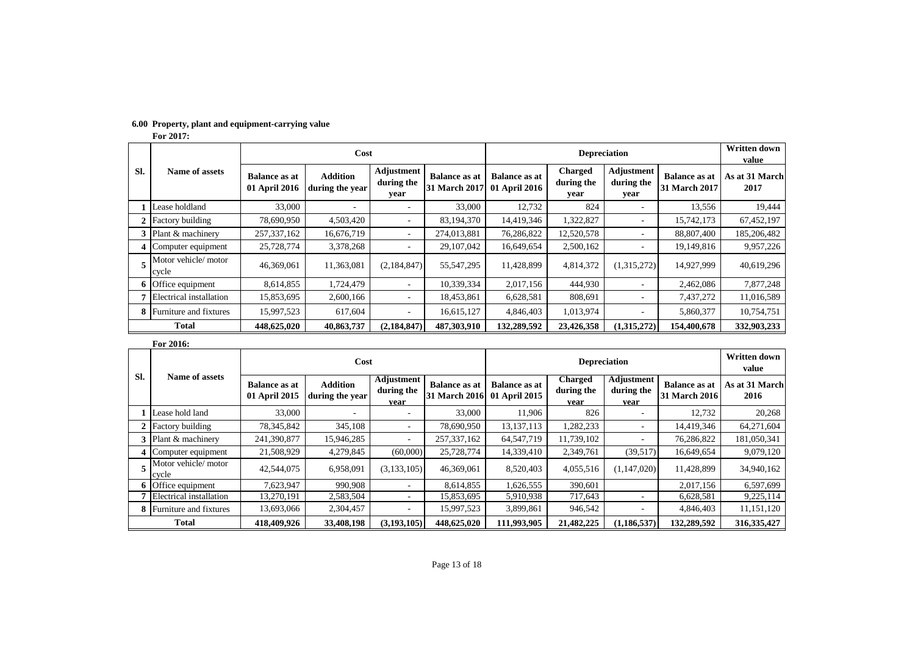**6.00 Property, plant and equipment-carrying value**

**For 2017:**

| Sl. | Name of assets | Cost | | | | Depreciation | | | | Written down value |
|---|---|---|---|---|---|---|---|---|---|---|
| | | Balance as at 01 April 2016 | Addition during the year | Adjustment during the year | Balance as at 31 March 2017 | Balance as at 01 April 2016 | Charged during the year | Adjustment during the year | Balance as at 31 March 2017 | As at 31 March 2017 |
| 1 | Lease holdland | 33,000 | - | - | 33,000 | 12,732 | 824 | - | 13,556 | 19,444 |
| 2 | Factory building | 78,690,950 | 4,503,420 | - | 83,194,370 | 14,419,346 | 1,322,827 | - | 15,742,173 | 67,452,197 |
| 3 | Plant & machinery | 257,337,162 | 16,676,719 | - | 274,013,881 | 76,286,822 | 12,520,578 | - | 88,807,400 | 185,206,482 |
| 4 | Computer equipment | 25,728,774 | 3,378,268 | - | 29,107,042 | 16,649,654 | 2,500,162 | - | 19,149,816 | 9,957,226 |
| 5 | Motor vehicle/ motor cycle | 46,369,061 | 11,363,081 | (2,184,847) | 55,547,295 | 11,428,899 | 4,814,372 | (1,315,272) | 14,927,999 | 40,619,296 |
| 6 | Office equipment | 8,614,855 | 1,724,479 | - | 10,339,334 | 2,017,156 | 444,930 | - | 2,462,086 | 7,877,248 |
| 7 | Electrical installation | 15,853,695 | 2,600,166 | - | 18,453,861 | 6,628,581 | 808,691 | - | 7,437,272 | 11,016,589 |
| 8 | Furniture and fixtures | 15,997,523 | 617,604 | - | 16,615,127 | 4,846,403 | 1,013,974 | - | 5,860,377 | 10,754,751 |
| | **Total** | **448,625,020** | **40,863,737** | **(2,184,847)** | **487,303,910** | **132,289,592** | **23,426,358** | **(1,315,272)** | **154,400,678** | **332,903,233** |

**For 2016:**

| Sl. | Name of assets | Cost | | | | Depreciation | | | | Written down value |
|---|---|---|---|---|---|---|---|---|---|---|
| | | Balance as at 01 April 2015 | Addition during the year | Adjustment during the year | Balance as at 31 March 2016 | Balance as at 01 April 2015 | Charged during the year | Adjustment during the year | Balance as at 31 March 2016 | As at 31 March 2016 |
| 1 | Lease hold land | 33,000 | - | - | 33,000 | 11,906 | 826 | - | 12,732 | 20,268 |
| 2 | Factory building | 78,345,842 | 345,108 | - | 78,690,950 | 13,137,113 | 1,282,233 | - | 14,419,346 | 64,271,604 |
| 3 | Plant & machinery | 241,390,877 | 15,946,285 | - | 257,337,162 | 64,547,719 | 11,739,102 | - | 76,286,822 | 181,050,341 |
| 4 | Computer equipment | 21,508,929 | 4,279,845 | (60,000) | 25,728,774 | 14,339,410 | 2,349,761 | (39,517) | 16,649,654 | 9,079,120 |
| 5 | Motor vehicle/ motor cycle | 42,544,075 | 6,958,091 | (3,133,105) | 46,369,061 | 8,520,403 | 4,055,516 | (1,147,020) | 11,428,899 | 34,940,162 |
| 6 | Office equipment | 7,623,947 | 990,908 | - | 8,614,855 | 1,626,555 | 390,601 | | 2,017,156 | 6,597,699 |
| 7 | Electrical installation | 13,270,191 | 2,583,504 | - | 15,853,695 | 5,910,938 | 717,643 | - | 6,628,581 | 9,225,114 |
| 8 | Furniture and fixtures | 13,693,066 | 2,304,457 | - | 15,997,523 | 3,899,861 | 946,542 | - | 4,846,403 | 11,151,120 |
| | **Total** | **418,409,926** | **33,408,198** | **(3,193,105)** | **448,625,020** | **111,993,905** | **21,482,225** | **(1,186,537)** | **132,289,592** | **316,335,427** |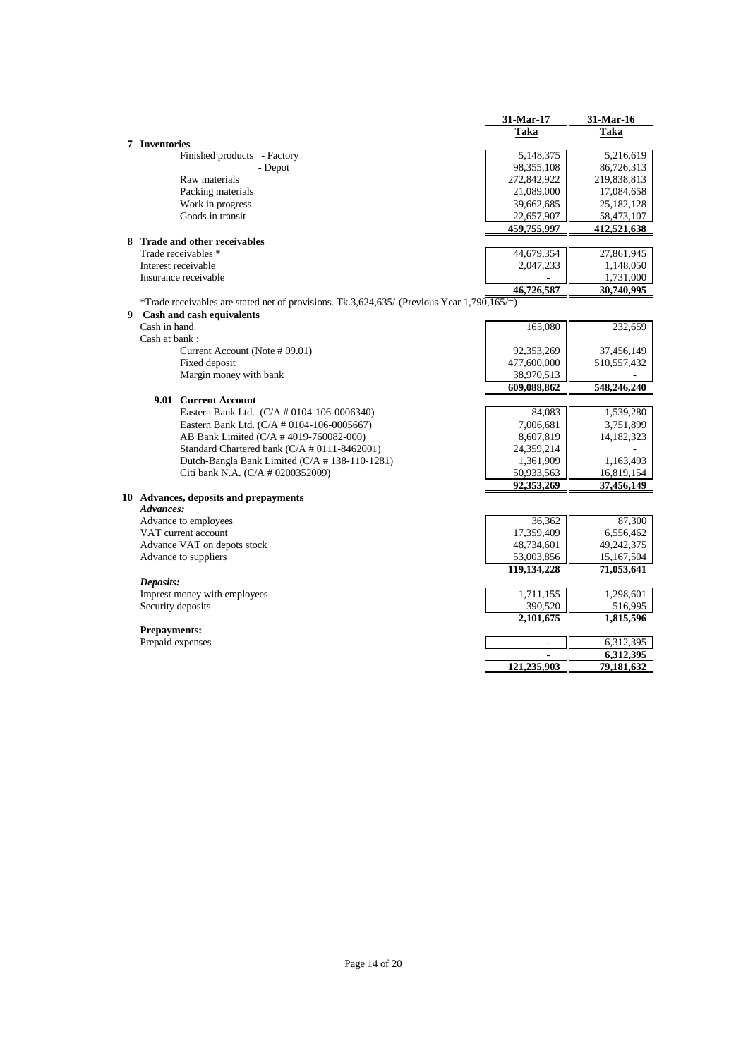| | 31-Mar-17 | 31-Mar-16 |
|---|---|---|
| | **Taka** | **Taka** |
| **7 Inventories** | | |
| Finished products - Factory | 5,148,375 | 5,216,619 |
| - Depot | 98,355,108 | 86,726,313 |
| Raw materials | 272,842,922 | 219,838,813 |
| Packing materials | 21,089,000 | 17,084,658 |
| Work in progress | 39,662,685 | 25,182,128 |
| Goods in transit | 22,657,907 | 58,473,107 |
| | **459,755,997** | **412,521,638** |
| **8 Trade and other receivables** | | |
| Trade receivables * | 44,679,354 | 27,861,945 |
| Interest receivable | 2,047,233 | 1,148,050 |
| Insurance receivable | - | 1,731,000 |
| | **46,726,587** | **30,740,995** |

*Trade receivables are stated net of provisions. Tk.3,624,635/-(Previous Year 1,790,165/=)

| | 31-Mar-17 | 31-Mar-16 |
|---|---|---|
| **9 Cash and cash equivalents** | | |
| Cash in hand | 165,080 | 232,659 |
| Cash at bank : | | |
| Current Account (Note # 09.01) | 92,353,269 | 37,456,149 |
| Fixed deposit | 477,600,000 | 510,557,432 |
| Margin money with bank | 38,970,513 | - |
| | **609,088,862** | **548,246,240** |
| **9.01 Current Account** | | |
| Eastern Bank Ltd. (C/A # 0104-106-0006340) | 84,083 | 1,539,280 |
| Eastern Bank Ltd. (C/A # 0104-106-0005667) | 7,006,681 | 3,751,899 |
| AB Bank Limited (C/A # 4019-760082-000) | 8,607,819 | 14,182,323 |
| Standard Chartered bank (C/A # 0111-8462001) | 24,359,214 | - |
| Dutch-Bangla Bank Limited (C/A # 138-110-1281) | 1,361,909 | 1,163,493 |
| Citi bank N.A. (C/A # 0200352009) | 50,933,563 | 16,819,154 |
| | **92,353,269** | **37,456,149** |
| **10 Advances, deposits and prepayments** | | |
| ***Advances:*** | | |
| Advance to employees | 36,362 | 87,300 |
| VAT current account | 17,359,409 | 6,556,462 |
| Advance VAT on depots stock | 48,734,601 | 49,242,375 |
| Advance to suppliers | 53,003,856 | 15,167,504 |
| | **119,134,228** | **71,053,641** |
| ***Deposits:*** | | |
| Imprest money with employees | 1,711,155 | 1,298,601 |
| Security deposits | 390,520 | 516,995 |
| | **2,101,675** | **1,815,596** |
| **Prepayments:** | | |
| Prepaid expenses | - | 6,312,395 |
| | - | **6,312,395** |
| | **121,235,903** | **79,181,632** |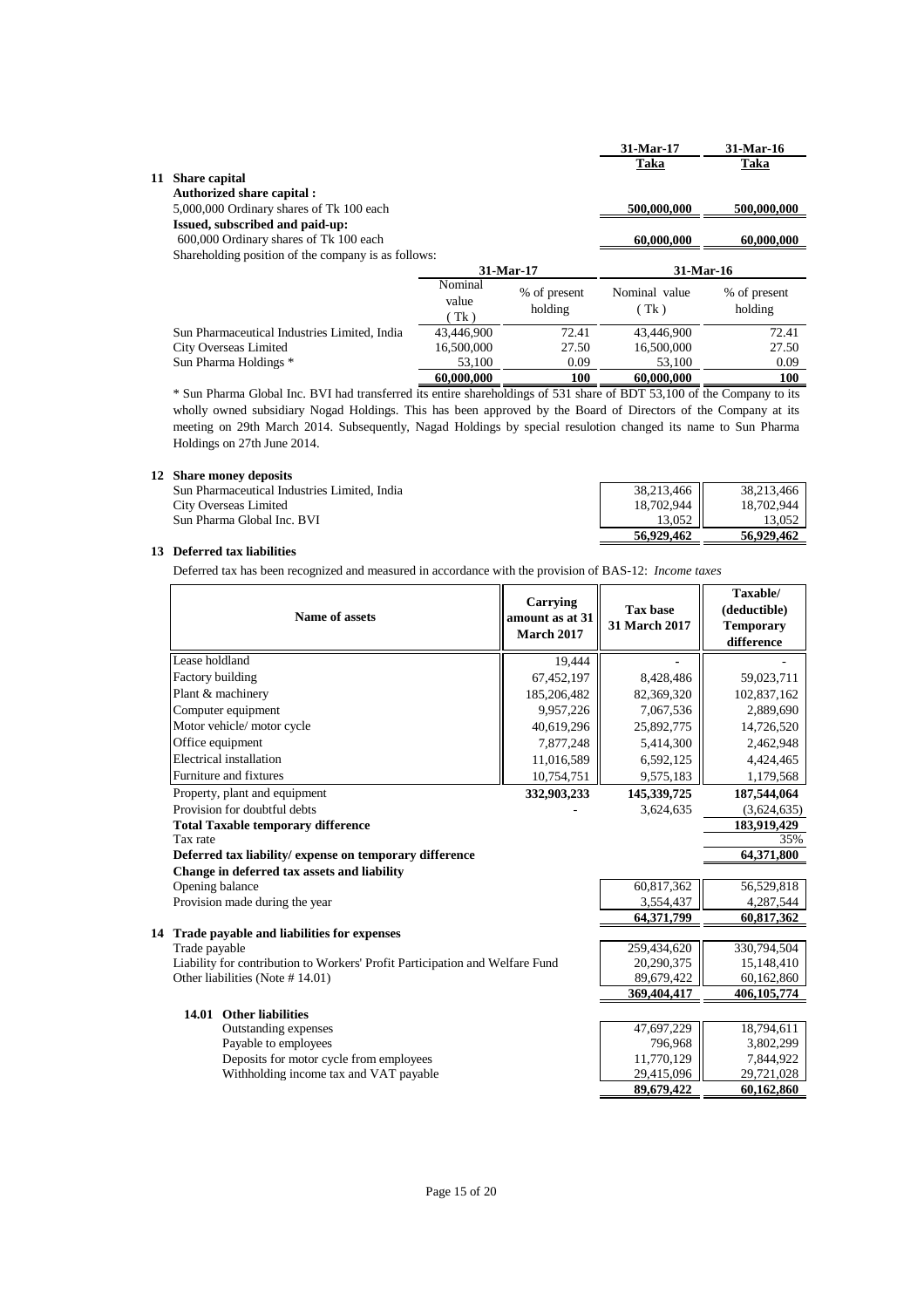| | 31-Mar-17 | 31-Mar-16 |
|---|---|---|
| | Taka | Taka |

## 11 Share capital

| | 31-Mar-17 Taka | 31-Mar-16 Taka |
|---|---|---|
| **Authorized share capital :** | | |
| 5,000,000 Ordinary shares of Tk 100 each | **500,000,000** | **500,000,000** |
| **Issued, subscribed and paid-up:** | | |
| 600,000 Ordinary shares of Tk 100 each | **60,000,000** | **60,000,000** |

Shareholding position of the company is as follows:

| | 31-Mar-17 | | 31-Mar-16 | |
|---|---|---|---|---|
| | Nominal value ( Tk ) | % of present holding | Nominal value ( Tk ) | % of present holding |
| Sun Pharmaceutical Industries Limited, India | 43,446,900 | 72.41 | 43,446,900 | 72.41 |
| City Overseas Limited | 16,500,000 | 27.50 | 16,500,000 | 27.50 |
| Sun Pharma Holdings * | 53,100 | 0.09 | 53,100 | 0.09 |
| | **60,000,000** | **100** | **60,000,000** | **100** |

* Sun Pharma Global Inc. BVI had transferred its entire shareholdings of 531 share of BDT 53,100 of the Company to its wholly owned subsidiary Nogad Holdings. This has been approved by the Board of Directors of the Company at its meeting on 29th March 2014. Subsequently, Nagad Holdings by special resulotion changed its name to Sun Pharma Holdings on 27th June 2014.

## 12 Share money deposits

| | 31-Mar-17 | 31-Mar-16 |
|---|---|---|
| Sun Pharmaceutical Industries Limited, India | 38,213,466 | 38,213,466 |
| City Overseas Limited | 18,702,944 | 18,702,944 |
| Sun Pharma Global Inc. BVI | 13,052 | 13,052 |
| | **56,929,462** | **56,929,462** |

## 13 Deferred tax liabilities

Deferred tax has been recognized and measured in accordance with the provision of BAS-12: *Income taxes*

| Name of assets | Carrying amount as at 31 March 2017 | Tax base 31 March 2017 | Taxable/ (deductible) Temporary difference |
|---|---|---|---|
| Lease holdland | 19,444 | - | - |
| Factory building | 67,452,197 | 8,428,486 | 59,023,711 |
| Plant & machinery | 185,206,482 | 82,369,320 | 102,837,162 |
| Computer equipment | 9,957,226 | 7,067,536 | 2,889,690 |
| Motor vehicle/ motor cycle | 40,619,296 | 25,892,775 | 14,726,520 |
| Office equipment | 7,877,248 | 5,414,300 | 2,462,948 |
| Electrical installation | 11,016,589 | 6,592,125 | 4,424,465 |
| Furniture and fixtures | 10,754,751 | 9,575,183 | 1,179,568 |
| Property, plant and equipment | **332,903,233** | **145,339,725** | **187,544,064** |
| Provision for doubtful debts | - | 3,624,635 | (3,624,635) |
| **Total Taxable temporary difference** | | | **183,919,429** |
| Tax rate | | | 35% |
| **Deferred tax liability/ expense on temporary difference** | | | **64,371,800** |

**Change in deferred tax assets and liability**

| | 31-Mar-17 | 31-Mar-16 |
|---|---|---|
| Opening balance | 60,817,362 | 56,529,818 |
| Provision made during the year | 3,554,437 | 4,287,544 |
| | **64,371,799** | **60,817,362** |

## 14 Trade payable and liabilities for expenses

| | 31-Mar-17 | 31-Mar-16 |
|---|---|---|
| Trade payable | 259,434,620 | 330,794,504 |
| Liability for contribution to Workers' Profit Participation and Welfare Fund | 20,290,375 | 15,148,410 |
| Other liabilities (Note # 14.01) | 89,679,422 | 60,162,860 |
| | **369,404,417** | **406,105,774** |

### 14.01 Other liabilities

| | 31-Mar-17 | 31-Mar-16 |
|---|---|---|
| Outstanding expenses | 47,697,229 | 18,794,611 |
| Payable to employees | 796,968 | 3,802,299 |
| Deposits for motor cycle from employees | 11,770,129 | 7,844,922 |
| Withholding income tax and VAT payable | 29,415,096 | 29,721,028 |
| | **89,679,422** | **60,162,860** |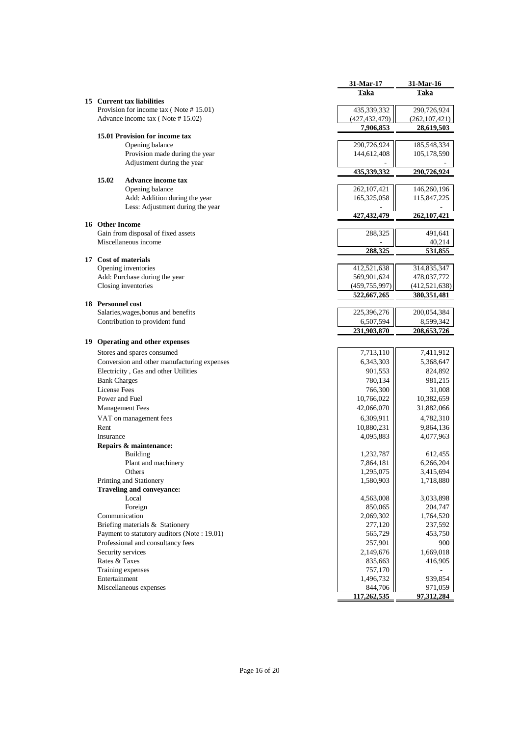| | 31-Mar-17 | 31-Mar-16 |
|---|---|---|
| | **Taka** | **Taka** |
| **15 Current tax liabilities** | | |
| Provision for income tax ( Note # 15.01) | 435,339,332 | 290,726,924 |
| Advance income tax ( Note # 15.02) | (427,432,479) | (262,107,421) |
| | **7,906,853** | **28,619,503** |
| **15.01 Provision for income tax** | | |
| Opening balance | 290,726,924 | 185,548,334 |
| Provision made during the year | 144,612,408 | 105,178,590 |
| Adjustment during the year | - | - |
| | **435,339,332** | **290,726,924** |
| **15.02 Advance income tax** | | |
| Opening balance | 262,107,421 | 146,260,196 |
| Add: Addition during the year | 165,325,058 | 115,847,225 |
| Less: Adjustment during the year | - | - |
| | **427,432,479** | **262,107,421** |
| **16 Other Income** | | |
| Gain from disposal of fixed assets | 288,325 | 491,641 |
| Miscellaneous income | - | 40,214 |
| | **288,325** | **531,855** |
| **17 Cost of materials** | | |
| Opening inventories | 412,521,638 | 314,835,347 |
| Add: Purchase during the year | 569,901,624 | 478,037,772 |
| Closing inventories | (459,755,997) | (412,521,638) |
| | **522,667,265** | **380,351,481** |
| **18 Personnel cost** | | |
| Salaries,wages,bonus and benefits | 225,396,276 | 200,054,384 |
| Contribution to provident fund | 6,507,594 | 8,599,342 |
| | **231,903,870** | **208,653,726** |
| **19 Operating and other expenses** | | |
| Stores and spares consumed | 7,713,110 | 7,411,912 |
| Conversion and other manufacturing expenses | 6,343,303 | 5,368,647 |
| Electricity , Gas and other Utilities | 901,553 | 824,892 |
| Bank Charges | 780,134 | 981,215 |
| License Fees | 766,300 | 31,008 |
| Power and Fuel | 10,766,022 | 10,382,659 |
| Management Fees | 42,066,070 | 31,882,066 |
| VAT on management fees | 6,309,911 | 4,782,310 |
| Rent | 10,880,231 | 9,864,136 |
| Insurance | 4,095,883 | 4,077,963 |
| **Repairs & maintenance:** | | |
| Building | 1,232,787 | 612,455 |
| Plant and machinery | 7,864,181 | 6,266,204 |
| Others | 1,295,075 | 3,415,694 |
| Printing and Stationery | 1,580,903 | 1,718,880 |
| **Traveling and conveyance:** | | |
| Local | 4,563,008 | 3,033,898 |
| Foreign | 850,065 | 204,747 |
| Communication | 2,069,302 | 1,764,520 |
| Briefing materials & Stationery | 277,120 | 237,592 |
| Payment to statutory auditors (Note : 19.01) | 565,729 | 453,750 |
| Professional and consultancy fees | 257,901 | 900 |
| Security services | 2,149,676 | 1,669,018 |
| Rates & Taxes | 835,663 | 416,905 |
| Training expenses | 757,170 | - |
| Entertainment | 1,496,732 | 939,854 |
| Miscellaneous expenses | 844,706 | 971,059 |
| | **117,262,535** | **97,312,284** |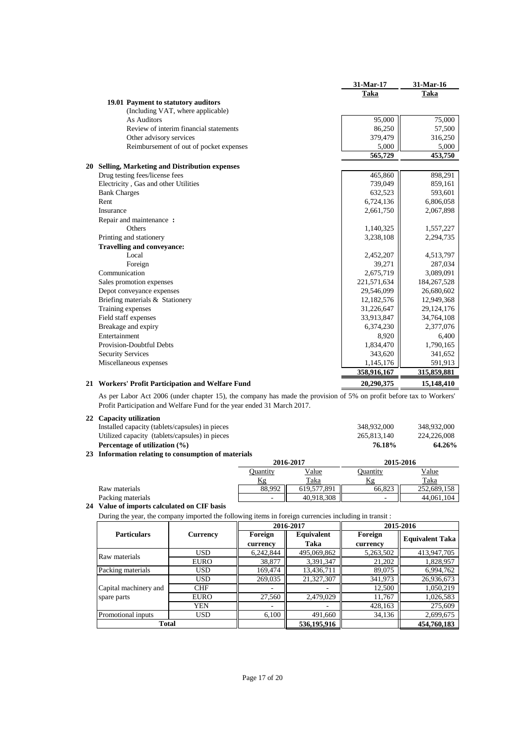| | 31-Mar-17 | 31-Mar-16 |
|---|---|---|
| | Taka | Taka |
| **19.01 Payment to statutory auditors** | | |
| (Including VAT, where applicable) | | |
| As Auditors | 95,000 | 75,000 |
| Review of interim financial statements | 86,250 | 57,500 |
| Other advisory services | 379,479 | 316,250 |
| Reimbursement of out of pocket expenses | 5,000 | 5,000 |
| | **565,729** | **453,750** |

## 20 Selling, Marketing and Distribution expenses

| | 31-Mar-17 Taka | 31-Mar-16 Taka |
|---|---|---|
| Drug testing fees/license fees | 465,860 | 898,291 |
| Electricity , Gas and other Utilities | 739,049 | 859,161 |
| Bank Charges | 632,523 | 593,601 |
| Rent | 6,724,136 | 6,806,058 |
| Insurance | 2,661,750 | 2,067,898 |
| Repair and maintenance **:** | | |
| Others | 1,140,325 | 1,557,227 |
| Printing and stationery | 3,238,108 | 2,294,735 |
| **Travelling and conveyance:** | | |
| Local | 2,452,207 | 4,513,797 |
| Foreign | 39,271 | 287,034 |
| Communication | 2,675,719 | 3,089,091 |
| Sales promotion expenses | 221,571,634 | 184,267,528 |
| Depot conveyance expenses | 29,546,099 | 26,680,602 |
| Briefing materials & Stationery | 12,182,576 | 12,949,368 |
| Training expenses | 31,226,647 | 29,124,176 |
| Field staff expenses | 33,913,847 | 34,764,108 |
| Breakage and expiry | 6,374,230 | 2,377,076 |
| Entertainment | 8,920 | 6,400 |
| Provision-Doubtful Debts | 1,834,470 | 1,790,165 |
| Security Services | 343,620 | 341,652 |
| Miscellaneous expenses | 1,145,176 | 591,913 |
| | **358,916,167** | **315,859,881** |

## 21 Workers' Profit Participation and Welfare Fund

| | 31-Mar-17 Taka | 31-Mar-16 Taka |
|---|---|---|
| Workers' Profit Participation and Welfare Fund | **20,290,375** | **15,148,410** |

As per Labor Act 2006 (under chapter 15), the company has made the provision of 5% on profit before tax to Workers' Profit Participation and Welfare Fund for the year ended 31 March 2017.

## 22 Capacity utilization

| | 31-Mar-17 | 31-Mar-16 |
|---|---|---|
| Installed capacity (tablets/capsules) in pieces | 348,932,000 | 348,932,000 |
| Utilized capacity (tablets/capsules) in pieces | 265,813,140 | 224,226,008 |
| **Percentage of utilization (%)** | **76.18%** | **64.26%** |

## 23 Information relating to consumption of materials

| | 2016-2017 | | 2015-2016 | |
|---|---|---|---|---|
| | Quantity Kg | Value Taka | Quantity Kg | Value Taka |
| Raw materials | 88,992 | 619,577,891 | 66,823 | 252,689,158 |
| Packing materials | - | 40,918,308 | - | 44,061,104 |

## 24 Value of imports calculated on CIF basis

During the year, the company imported the following items in foreign currencies including in transit :

| Particulars | Currency | 2016-2017 | | 2015-2016 | |
|---|---|---|---|---|---|
| | | Foreign currency | Equivalent Taka | Foreign currency | Equivalent Taka |
| Raw materials | USD | 6,242,844 | 495,069,862 | 5,263,502 | 413,947,705 |
| | EURO | 38,877 | 3,391,347 | 21,202 | 1,828,957 |
| Packing materials | USD | 169,474 | 13,436,711 | 89,075 | 6,994,762 |
| Capital machinery and spare parts | USD | 269,035 | 21,327,307 | 341,973 | 26,936,673 |
| | CHF | - | - | 12,500 | 1,050,219 |
| | EURO | 27,560 | 2,479,029 | 11,767 | 1,026,583 |
| | YEN | - | - | 428,163 | 275,609 |
| Promotional inputs | USD | 6,100 | 491,660 | 34,136 | 2,699,675 |
| **Total** | | | **536,195,916** | | **454,760,183** |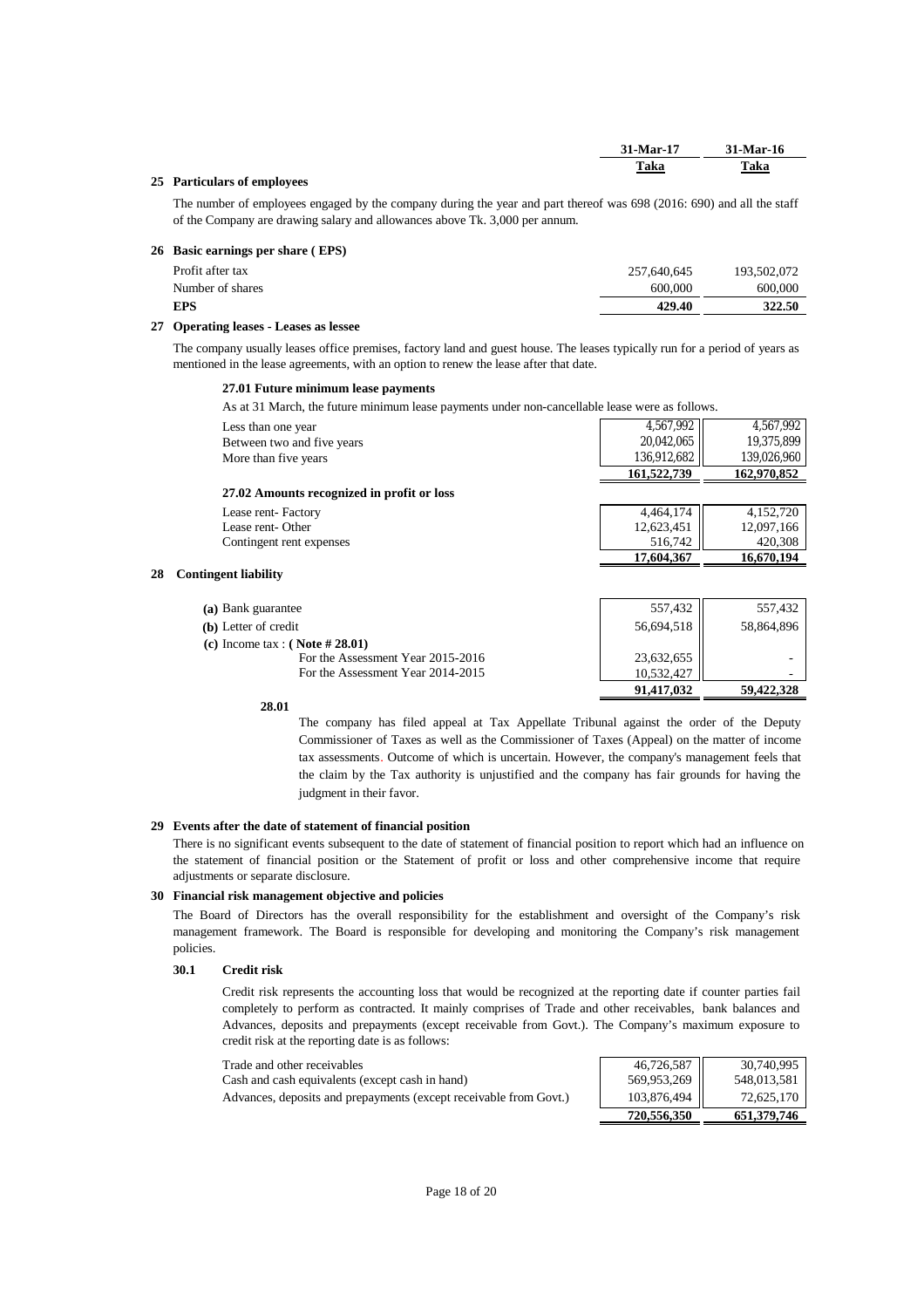| | 31-Mar-17 | 31-Mar-16 |
|---|---|---|
| | Taka | Taka |

## 25 Particulars of employees

The number of employees engaged by the company during the year and part thereof was 698 (2016: 690) and all the staff of the Company are drawing salary and allowances above Tk. 3,000 per annum.

## 26 Basic earnings per share ( EPS)

| | 31-Mar-17 | 31-Mar-16 |
|---|---|---|
| Profit after tax | 257,640,645 | 193,502,072 |
| Number of shares | 600,000 | 600,000 |
| **EPS** | **429.40** | **322.50** |

## 27 Operating leases - Leases as lessee

The company usually leases office premises, factory land and guest house. The leases typically run for a period of years as mentioned in the lease agreements, with an option to renew the lease after that date.

### 27.01 Future minimum lease payments

As at 31 March, the future minimum lease payments under non-cancellable lease were as follows.

| | 31-Mar-17 | 31-Mar-16 |
|---|---|---|
| Less than one year | 4,567,992 | 4,567,992 |
| Between two and five years | 20,042,065 | 19,375,899 |
| More than five years | 136,912,682 | 139,026,960 |
| | **161,522,739** | **162,970,852** |

### 27.02 Amounts recognized in profit or loss

| | 31-Mar-17 | 31-Mar-16 |
|---|---|---|
| Lease rent- Factory | 4,464,174 | 4,152,720 |
| Lease rent- Other | 12,623,451 | 12,097,166 |
| Contingent rent expenses | 516,742 | 420,308 |
| | **17,604,367** | **16,670,194** |

## 28 Contingent liability

| | 31-Mar-17 | 31-Mar-16 |
|---|---|---|
| **(a)** Bank guarantee | 557,432 | 557,432 |
| **(b)** Letter of credit | 56,694,518 | 58,864,896 |
| **(c)** Income tax : **( Note # 28.01)** | | |
| For the Assessment Year 2015-2016 | 23,632,655 | - |
| For the Assessment Year 2014-2015 | 10,532,427 | - |
| | **91,417,032** | **59,422,328** |

**28.01**

The company has filed appeal at Tax Appellate Tribunal against the order of the Deputy Commissioner of Taxes as well as the Commissioner of Taxes (Appeal) on the matter of income tax assessments. Outcome of which is uncertain. However, the company's management feels that the claim by the Tax authority is unjustified and the company has fair grounds for having the judgment in their favor.

## 29 Events after the date of statement of financial position

There is no significant events subsequent to the date of statement of financial position to report which had an influence on the statement of financial position or the Statement of profit or loss and other comprehensive income that require adjustments or separate disclosure.

## 30 Financial risk management objective and policies

The Board of Directors has the overall responsibility for the establishment and oversight of the Company's risk management framework. The Board is responsible for developing and monitoring the Company's risk management policies.

### 30.1 Credit risk

Credit risk represents the accounting loss that would be recognized at the reporting date if counter parties fail completely to perform as contracted. It mainly comprises of Trade and other receivables, bank balances and Advances, deposits and prepayments (except receivable from Govt.). The Company's maximum exposure to credit risk at the reporting date is as follows:

| | 31-Mar-17 | 31-Mar-16 |
|---|---|---|
| Trade and other receivables | 46,726,587 | 30,740,995 |
| Cash and cash equivalents (except cash in hand) | 569,953,269 | 548,013,581 |
| Advances, deposits and prepayments (except receivable from Govt.) | 103,876,494 | 72,625,170 |
| | **720,556,350** | **651,379,746** |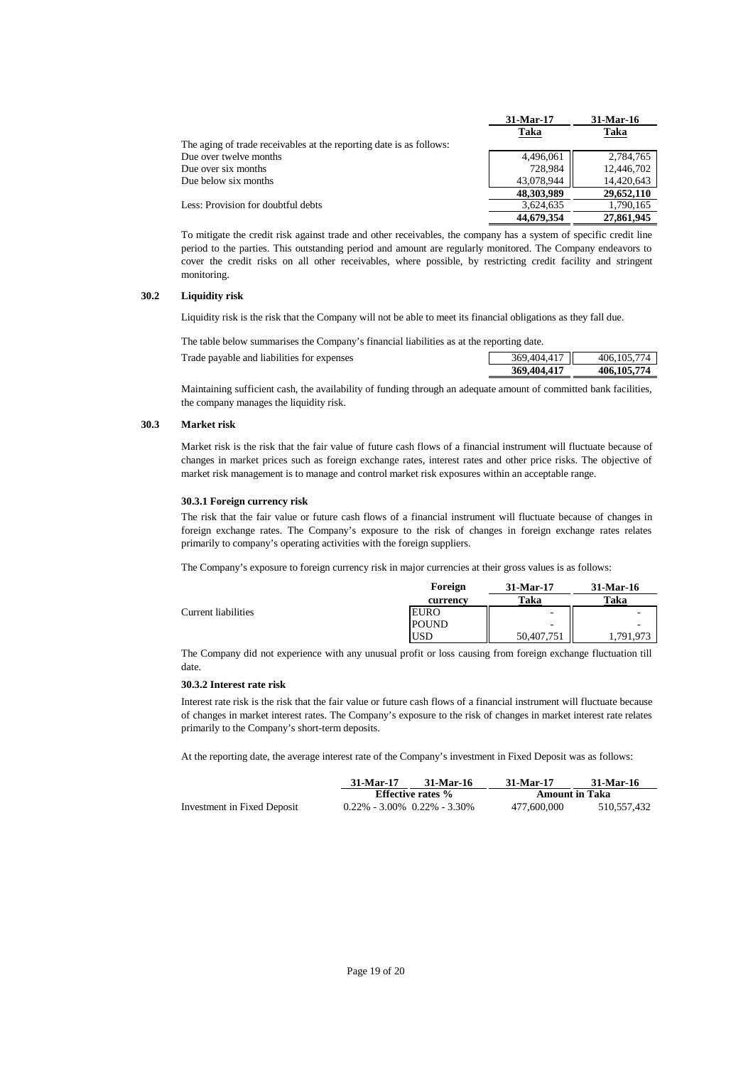| | 31-Mar-17 | 31-Mar-16 |
|---|---|---|
| | Taka | Taka |
| The aging of trade receivables at the reporting date is as follows: | | |
| Due over twelve months | 4,496,061 | 2,784,765 |
| Due over six months | 728,984 | 12,446,702 |
| Due below six months | 43,078,944 | 14,420,643 |
| | **48,303,989** | **29,652,110** |
| Less: Provision for doubtful debts | 3,624,635 | 1,790,165 |
| | **44,679,354** | **27,861,945** |

To mitigate the credit risk against trade and other receivables, the company has a system of specific credit line period to the parties. This outstanding period and amount are regularly monitored. The Company endeavors to cover the credit risks on all other receivables, where possible, by restricting credit facility and stringent monitoring.

### 30.2 Liquidity risk

Liquidity risk is the risk that the Company will not be able to meet its financial obligations as they fall due.

The table below summarises the Company's financial liabilities as at the reporting date.

| | 31-Mar-17 | 31-Mar-16 |
|---|---|---|
| Trade payable and liabilities for expenses | 369,404,417 | 406,105,774 |
| | **369,404,417** | **406,105,774** |

Maintaining sufficient cash, the availability of funding through an adequate amount of committed bank facilities, the company manages the liquidity risk.

### 30.3 Market risk

Market risk is the risk that the fair value of future cash flows of a financial instrument will fluctuate because of changes in market prices such as foreign exchange rates, interest rates and other price risks. The objective of market risk management is to manage and control market risk exposures within an acceptable range.

#### 30.3.1 Foreign currency risk

The risk that the fair value or future cash flows of a financial instrument will fluctuate because of changes in foreign exchange rates. The Company's exposure to the risk of changes in foreign exchange rates relates primarily to company's operating activities with the foreign suppliers.

The Company's exposure to foreign currency risk in major currencies at their gross values is as follows:

| | Foreign currency | 31-Mar-17 Taka | 31-Mar-16 Taka |
|---|---|---|---|
| Current liabilities | EURO | - | - |
| | POUND | - | - |
| | USD | 50,407,751 | 1,791,973 |

The Company did not experience with any unusual profit or loss causing from foreign exchange fluctuation till date.

#### 30.3.2 Interest rate risk

Interest rate risk is the risk that the fair value or future cash flows of a financial instrument will fluctuate because of changes in market interest rates. The Company's exposure to the risk of changes in market interest rate relates primarily to the Company's short-term deposits.

At the reporting date, the average interest rate of the Company's investment in Fixed Deposit was as follows:

| | 31-Mar-17 | 31-Mar-16 | 31-Mar-17 | 31-Mar-16 |
|---|---|---|---|---|
| | Effective rates % | | Amount in Taka | |
| Investment in Fixed Deposit | 0.22% - 3.00% | 0.22% - 3.30% | 477,600,000 | 510,557,432 |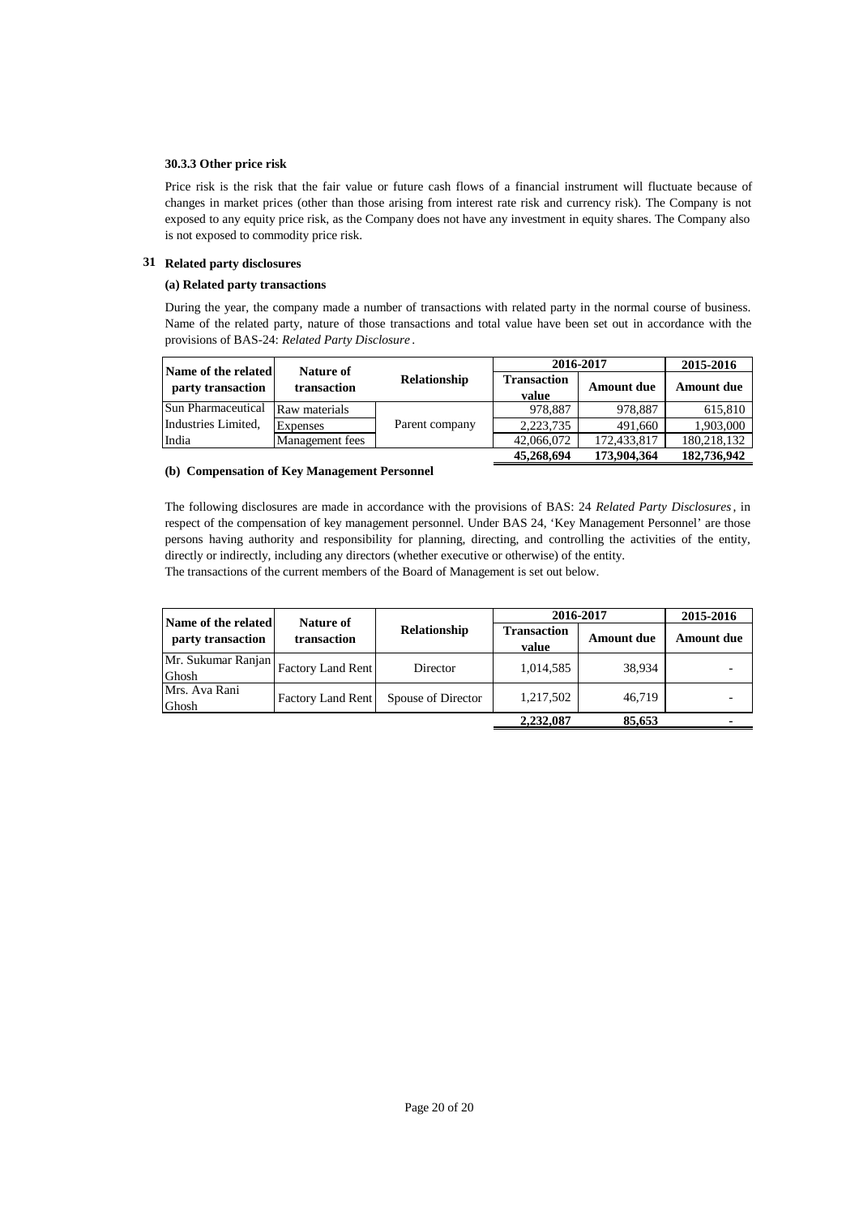#### 30.3.3 Other price risk

Price risk is the risk that the fair value or future cash flows of a financial instrument will fluctuate because of changes in market prices (other than those arising from interest rate risk and currency risk). The Company is not exposed to any equity price risk, as the Company does not have any investment in equity shares. The Company also is not exposed to commodity price risk.

## 31 Related party disclosures

### (a) Related party transactions

During the year, the company made a number of transactions with related party in the normal course of business. Name of the related party, nature of those transactions and total value have been set out in accordance with the provisions of BAS-24: *Related Party Disclosure*.

| Name of the related party transaction | Nature of transaction | Relationship | 2016-2017 | | 2015-2016 |
|---|---|---|---|---|---|
| | | | Transaction value | Amount due | Amount due |
| Sun Pharmaceutical Industries Limited, India | Raw materials | Parent company | 978,887 | 978,887 | 615,810 |
| | Expenses | | 2,223,735 | 491,660 | 1,903,000 |
| | Management fees | | 42,066,072 | 172,433,817 | 180,218,132 |
| | | | **45,268,694** | **173,904,364** | **182,736,942** |

### (b) Compensation of Key Management Personnel

The following disclosures are made in accordance with the provisions of BAS: 24 *Related Party Disclosures*, in respect of the compensation of key management personnel. Under BAS 24, 'Key Management Personnel' are those persons having authority and responsibility for planning, directing, and controlling the activities of the entity, directly or indirectly, including any directors (whether executive or otherwise) of the entity.
The transactions of the current members of the Board of Management is set out below.

| Name of the related party transaction | Nature of transaction | Relationship | 2016-2017 | | 2015-2016 |
|---|---|---|---|---|---|
| | | | Transaction value | Amount due | Amount due |
| Mr. Sukumar Ranjan Ghosh | Factory Land Rent | Director | 1,014,585 | 38,934 | - |
| Mrs. Ava Rani Ghosh | Factory Land Rent | Spouse of Director | 1,217,502 | 46,719 | - |
| | | | **2,232,087** | **85,653** | **-** |